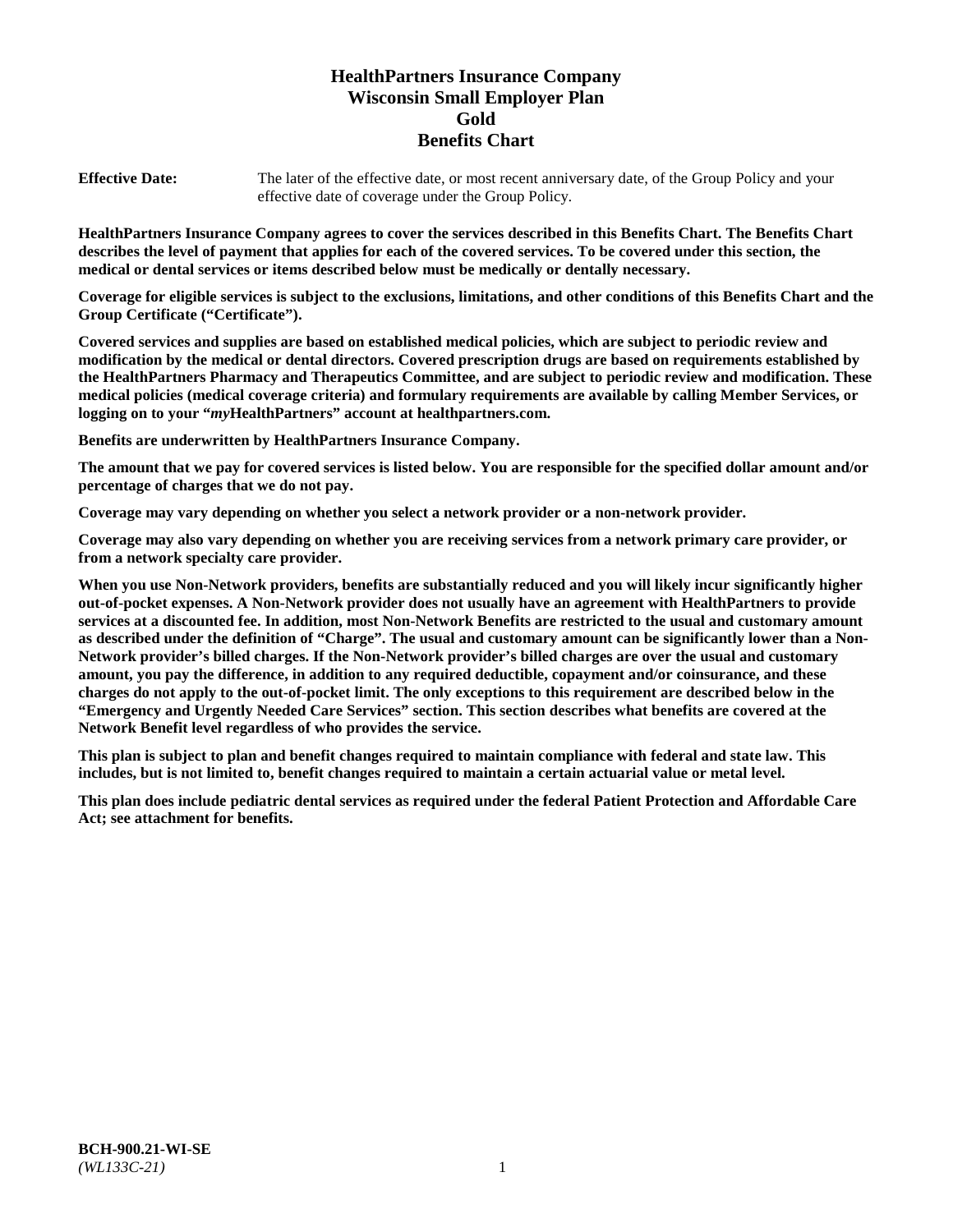# HealthPartners Insurance Company
# Wisconsin Small Employer Plan
# Gold
# Benefits Chart

**Effective Date:** The later of the effective date, or most recent anniversary date, of the Group Policy and your effective date of coverage under the Group Policy.

**HealthPartners Insurance Company agrees to cover the services described in this Benefits Chart. The Benefits Chart describes the level of payment that applies for each of the covered services. To be covered under this section, the medical or dental services or items described below must be medically or dentally necessary.**

**Coverage for eligible services is subject to the exclusions, limitations, and other conditions of this Benefits Chart and the Group Certificate ("Certificate").**

**Covered services and supplies are based on established medical policies, which are subject to periodic review and modification by the medical or dental directors. Covered prescription drugs are based on requirements established by the HealthPartners Pharmacy and Therapeutics Committee, and are subject to periodic review and modification. These medical policies (medical coverage criteria) and formulary requirements are available by calling Member Services, or logging on to your "*my*HealthPartners" account at healthpartners.com.**

**Benefits are underwritten by HealthPartners Insurance Company.**

**The amount that we pay for covered services is listed below. You are responsible for the specified dollar amount and/or percentage of charges that we do not pay.**

**Coverage may vary depending on whether you select a network provider or a non-network provider.**

**Coverage may also vary depending on whether you are receiving services from a network primary care provider, or from a network specialty care provider.**

**When you use Non-Network providers, benefits are substantially reduced and you will likely incur significantly higher out-of-pocket expenses. A Non-Network provider does not usually have an agreement with HealthPartners to provide services at a discounted fee. In addition, most Non-Network Benefits are restricted to the usual and customary amount as described under the definition of "Charge". The usual and customary amount can be significantly lower than a Non-Network provider's billed charges. If the Non-Network provider's billed charges are over the usual and customary amount, you pay the difference, in addition to any required deductible, copayment and/or coinsurance, and these charges do not apply to the out-of-pocket limit. The only exceptions to this requirement are described below in the "Emergency and Urgently Needed Care Services" section. This section describes what benefits are covered at the Network Benefit level regardless of who provides the service.**

**This plan is subject to plan and benefit changes required to maintain compliance with federal and state law. This includes, but is not limited to, benefit changes required to maintain a certain actuarial value or metal level.**

**This plan does include pediatric dental services as required under the federal Patient Protection and Affordable Care Act; see attachment for benefits.**

**BCH-900.21-WI-SE**
*(WL133C-21)*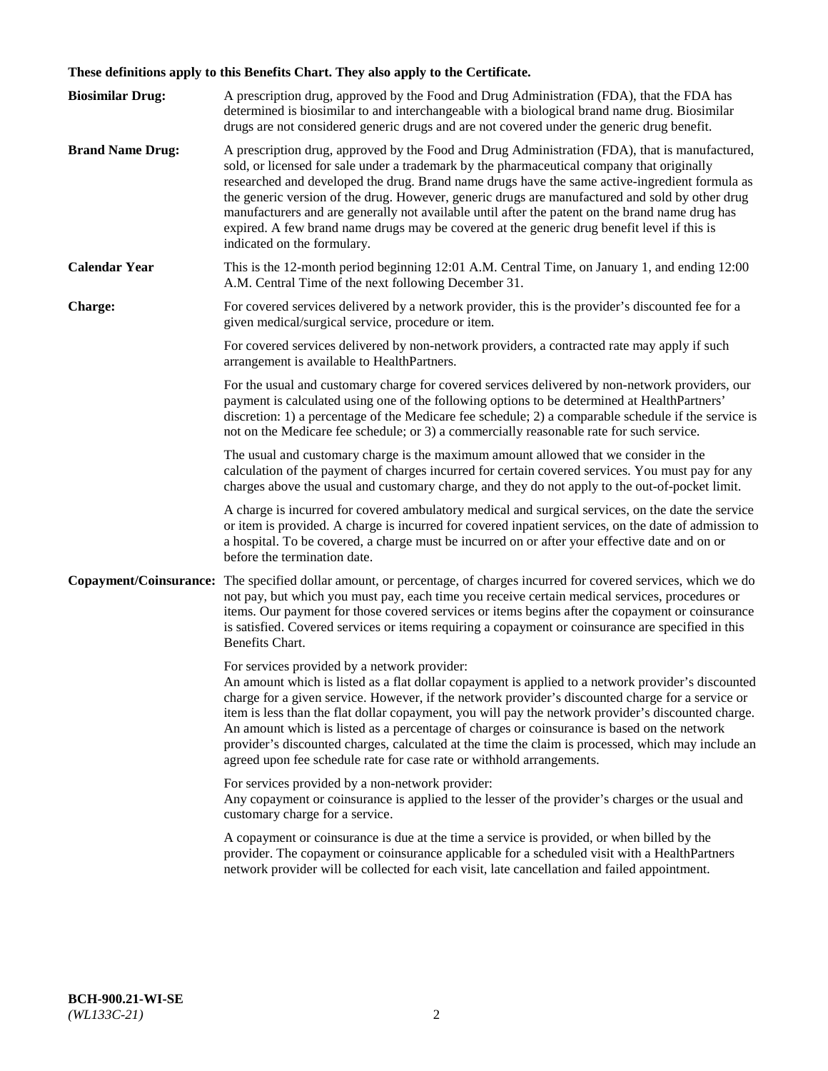**These definitions apply to this Benefits Chart. They also apply to the Certificate.**

**Biosimilar Drug:** A prescription drug, approved by the Food and Drug Administration (FDA), that the FDA has determined is biosimilar to and interchangeable with a biological brand name drug. Biosimilar drugs are not considered generic drugs and are not covered under the generic drug benefit.

**Brand Name Drug:** A prescription drug, approved by the Food and Drug Administration (FDA), that is manufactured, sold, or licensed for sale under a trademark by the pharmaceutical company that originally researched and developed the drug. Brand name drugs have the same active-ingredient formula as the generic version of the drug. However, generic drugs are manufactured and sold by other drug manufacturers and are generally not available until after the patent on the brand name drug has expired. A few brand name drugs may be covered at the generic drug benefit level if this is indicated on the formulary.

**Calendar Year** This is the 12-month period beginning 12:01 A.M. Central Time, on January 1, and ending 12:00 A.M. Central Time of the next following December 31.

**Charge:** For covered services delivered by a network provider, this is the provider's discounted fee for a given medical/surgical service, procedure or item.

For covered services delivered by non-network providers, a contracted rate may apply if such arrangement is available to HealthPartners.

For the usual and customary charge for covered services delivered by non-network providers, our payment is calculated using one of the following options to be determined at HealthPartners' discretion: 1) a percentage of the Medicare fee schedule; 2) a comparable schedule if the service is not on the Medicare fee schedule; or 3) a commercially reasonable rate for such service.

The usual and customary charge is the maximum amount allowed that we consider in the calculation of the payment of charges incurred for certain covered services. You must pay for any charges above the usual and customary charge, and they do not apply to the out-of-pocket limit.

A charge is incurred for covered ambulatory medical and surgical services, on the date the service or item is provided. A charge is incurred for covered inpatient services, on the date of admission to a hospital. To be covered, a charge must be incurred on or after your effective date and on or before the termination date.

**Copayment/Coinsurance:** The specified dollar amount, or percentage, of charges incurred for covered services, which we do not pay, but which you must pay, each time you receive certain medical services, procedures or items. Our payment for those covered services or items begins after the copayment or coinsurance is satisfied. Covered services or items requiring a copayment or coinsurance are specified in this Benefits Chart.

For services provided by a network provider:
An amount which is listed as a flat dollar copayment is applied to a network provider's discounted charge for a given service. However, if the network provider's discounted charge for a service or item is less than the flat dollar copayment, you will pay the network provider's discounted charge. An amount which is listed as a percentage of charges or coinsurance is based on the network provider's discounted charges, calculated at the time the claim is processed, which may include an agreed upon fee schedule rate for case rate or withhold arrangements.

For services provided by a non-network provider:
Any copayment or coinsurance is applied to the lesser of the provider's charges or the usual and customary charge for a service.

A copayment or coinsurance is due at the time a service is provided, or when billed by the provider. The copayment or coinsurance applicable for a scheduled visit with a HealthPartners network provider will be collected for each visit, late cancellation and failed appointment.

**BCH-900.21-WI-SE**
*(WL133C-21)*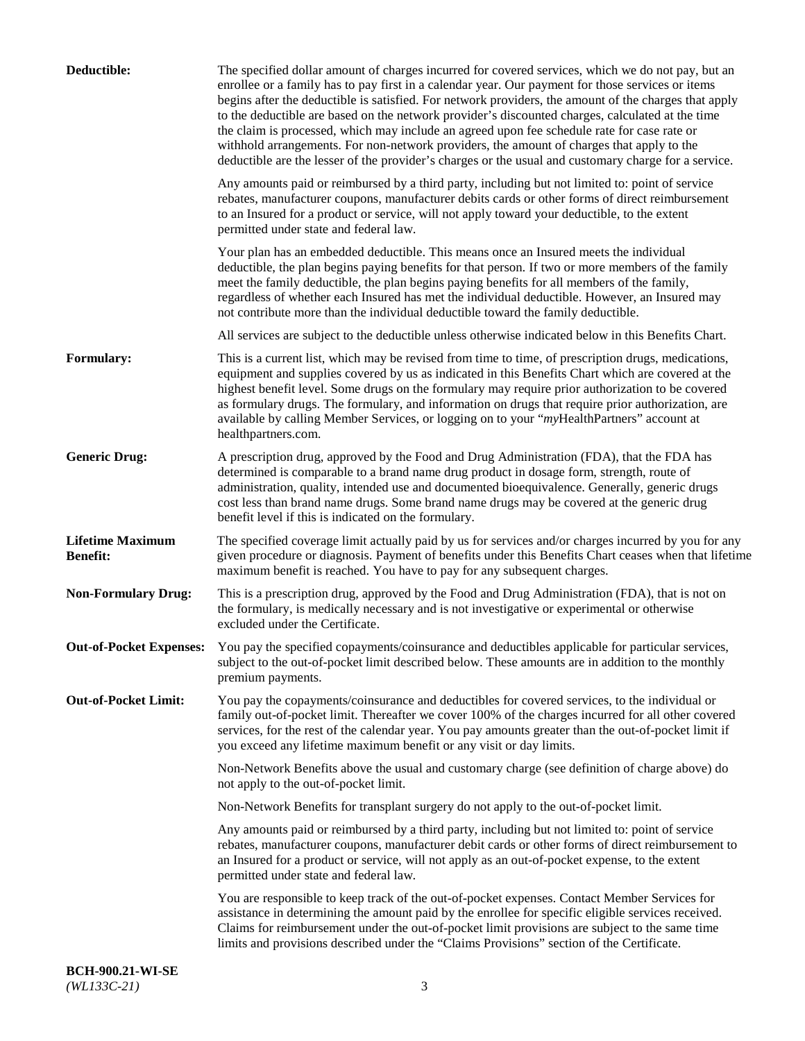**Deductible:** The specified dollar amount of charges incurred for covered services, which we do not pay, but an enrollee or a family has to pay first in a calendar year. Our payment for those services or items begins after the deductible is satisfied. For network providers, the amount of the charges that apply to the deductible are based on the network provider's discounted charges, calculated at the time the claim is processed, which may include an agreed upon fee schedule rate for case rate or withhold arrangements. For non-network providers, the amount of charges that apply to the deductible are the lesser of the provider's charges or the usual and customary charge for a service.

Any amounts paid or reimbursed by a third party, including but not limited to: point of service rebates, manufacturer coupons, manufacturer debits cards or other forms of direct reimbursement to an Insured for a product or service, will not apply toward your deductible, to the extent permitted under state and federal law.

Your plan has an embedded deductible. This means once an Insured meets the individual deductible, the plan begins paying benefits for that person. If two or more members of the family meet the family deductible, the plan begins paying benefits for all members of the family, regardless of whether each Insured has met the individual deductible. However, an Insured may not contribute more than the individual deductible toward the family deductible.

All services are subject to the deductible unless otherwise indicated below in this Benefits Chart.

**Formulary:** This is a current list, which may be revised from time to time, of prescription drugs, medications, equipment and supplies covered by us as indicated in this Benefits Chart which are covered at the highest benefit level. Some drugs on the formulary may require prior authorization to be covered as formulary drugs. The formulary, and information on drugs that require prior authorization, are available by calling Member Services, or logging on to your "*my*HealthPartners" account at healthpartners.com.

**Generic Drug:** A prescription drug, approved by the Food and Drug Administration (FDA), that the FDA has determined is comparable to a brand name drug product in dosage form, strength, route of administration, quality, intended use and documented bioequivalence. Generally, generic drugs cost less than brand name drugs. Some brand name drugs may be covered at the generic drug benefit level if this is indicated on the formulary.

**Lifetime Maximum Benefit:** The specified coverage limit actually paid by us for services and/or charges incurred by you for any given procedure or diagnosis. Payment of benefits under this Benefits Chart ceases when that lifetime maximum benefit is reached. You have to pay for any subsequent charges.

**Non-Formulary Drug:** This is a prescription drug, approved by the Food and Drug Administration (FDA), that is not on the formulary, is medically necessary and is not investigative or experimental or otherwise excluded under the Certificate.

**Out-of-Pocket Expenses:** You pay the specified copayments/coinsurance and deductibles applicable for particular services, subject to the out-of-pocket limit described below. These amounts are in addition to the monthly premium payments.

**Out-of-Pocket Limit:** You pay the copayments/coinsurance and deductibles for covered services, to the individual or family out-of-pocket limit. Thereafter we cover 100% of the charges incurred for all other covered services, for the rest of the calendar year. You pay amounts greater than the out-of-pocket limit if you exceed any lifetime maximum benefit or any visit or day limits.

Non-Network Benefits above the usual and customary charge (see definition of charge above) do not apply to the out-of-pocket limit.

Non-Network Benefits for transplant surgery do not apply to the out-of-pocket limit.

Any amounts paid or reimbursed by a third party, including but not limited to: point of service rebates, manufacturer coupons, manufacturer debit cards or other forms of direct reimbursement to an Insured for a product or service, will not apply as an out-of-pocket expense, to the extent permitted under state and federal law.

You are responsible to keep track of the out-of-pocket expenses. Contact Member Services for assistance in determining the amount paid by the enrollee for specific eligible services received. Claims for reimbursement under the out-of-pocket limit provisions are subject to the same time limits and provisions described under the "Claims Provisions" section of the Certificate.

**BCH-900.21-WI-SE**
*(WL133C-21)*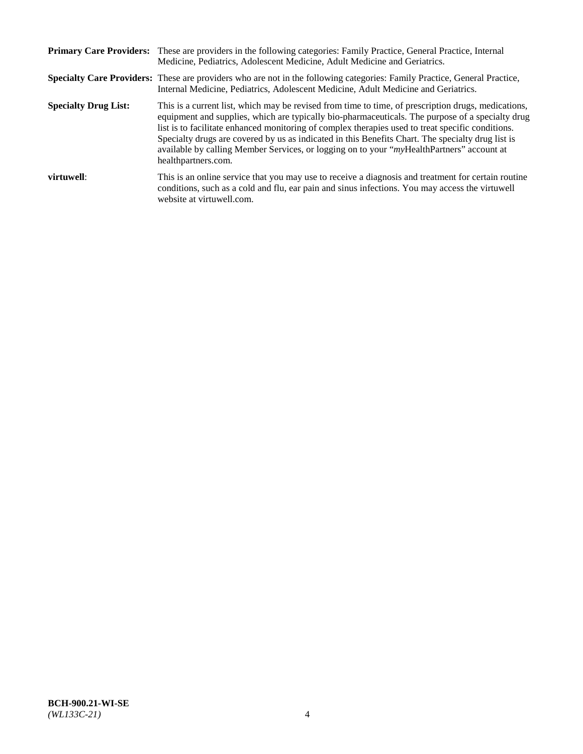**Primary Care Providers:** These are providers in the following categories: Family Practice, General Practice, Internal Medicine, Pediatrics, Adolescent Medicine, Adult Medicine and Geriatrics.

**Specialty Care Providers:** These are providers who are not in the following categories: Family Practice, General Practice, Internal Medicine, Pediatrics, Adolescent Medicine, Adult Medicine and Geriatrics.

**Specialty Drug List:** This is a current list, which may be revised from time to time, of prescription drugs, medications, equipment and supplies, which are typically bio-pharmaceuticals. The purpose of a specialty drug list is to facilitate enhanced monitoring of complex therapies used to treat specific conditions. Specialty drugs are covered by us as indicated in this Benefits Chart. The specialty drug list is available by calling Member Services, or logging on to your "*my*HealthPartners" account at healthpartners.com.

**virtuwell**: This is an online service that you may use to receive a diagnosis and treatment for certain routine conditions, such as a cold and flu, ear pain and sinus infections. You may access the virtuwell website at virtuwell.com.

**BCH-900.21-WI-SE**
*(WL133C-21)*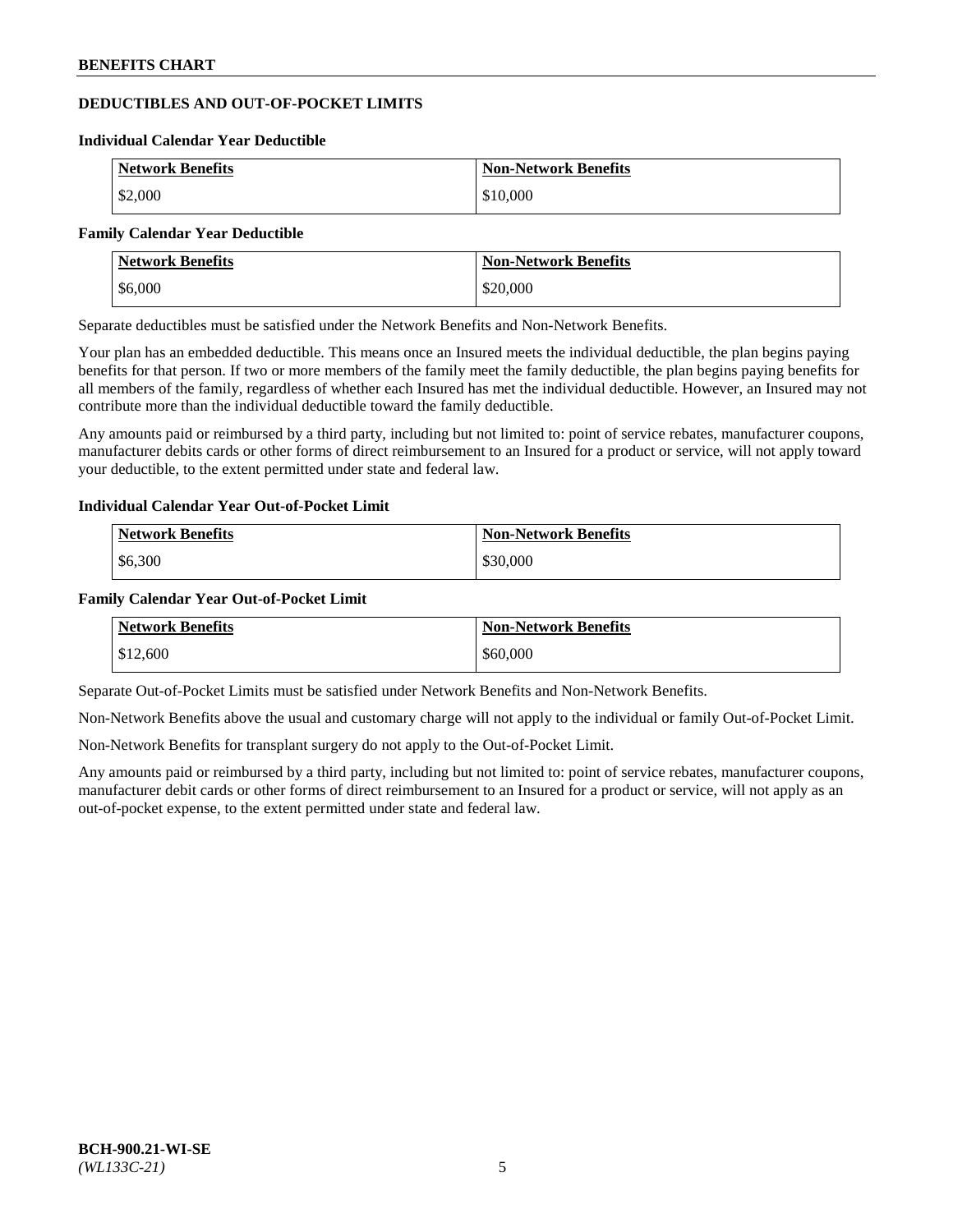## DEDUCTIBLES AND OUT-OF-POCKET LIMITS

### Individual Calendar Year Deductible

| Network Benefits | Non-Network Benefits |
| --- | --- |
| $2,000 | $10,000 |

### Family Calendar Year Deductible

| Network Benefits | Non-Network Benefits |
| --- | --- |
| $6,000 | $20,000 |

Separate deductibles must be satisfied under the Network Benefits and Non-Network Benefits.

Your plan has an embedded deductible. This means once an Insured meets the individual deductible, the plan begins paying benefits for that person. If two or more members of the family meet the family deductible, the plan begins paying benefits for all members of the family, regardless of whether each Insured has met the individual deductible. However, an Insured may not contribute more than the individual deductible toward the family deductible.

Any amounts paid or reimbursed by a third party, including but not limited to: point of service rebates, manufacturer coupons, manufacturer debits cards or other forms of direct reimbursement to an Insured for a product or service, will not apply toward your deductible, to the extent permitted under state and federal law.

### Individual Calendar Year Out-of-Pocket Limit

| Network Benefits | Non-Network Benefits |
| --- | --- |
| $6,300 | $30,000 |

### Family Calendar Year Out-of-Pocket Limit

| Network Benefits | Non-Network Benefits |
| --- | --- |
| $12,600 | $60,000 |

Separate Out-of-Pocket Limits must be satisfied under Network Benefits and Non-Network Benefits.

Non-Network Benefits above the usual and customary charge will not apply to the individual or family Out-of-Pocket Limit.

Non-Network Benefits for transplant surgery do not apply to the Out-of-Pocket Limit.

Any amounts paid or reimbursed by a third party, including but not limited to: point of service rebates, manufacturer coupons, manufacturer debit cards or other forms of direct reimbursement to an Insured for a product or service, will not apply as an out-of-pocket expense, to the extent permitted under state and federal law.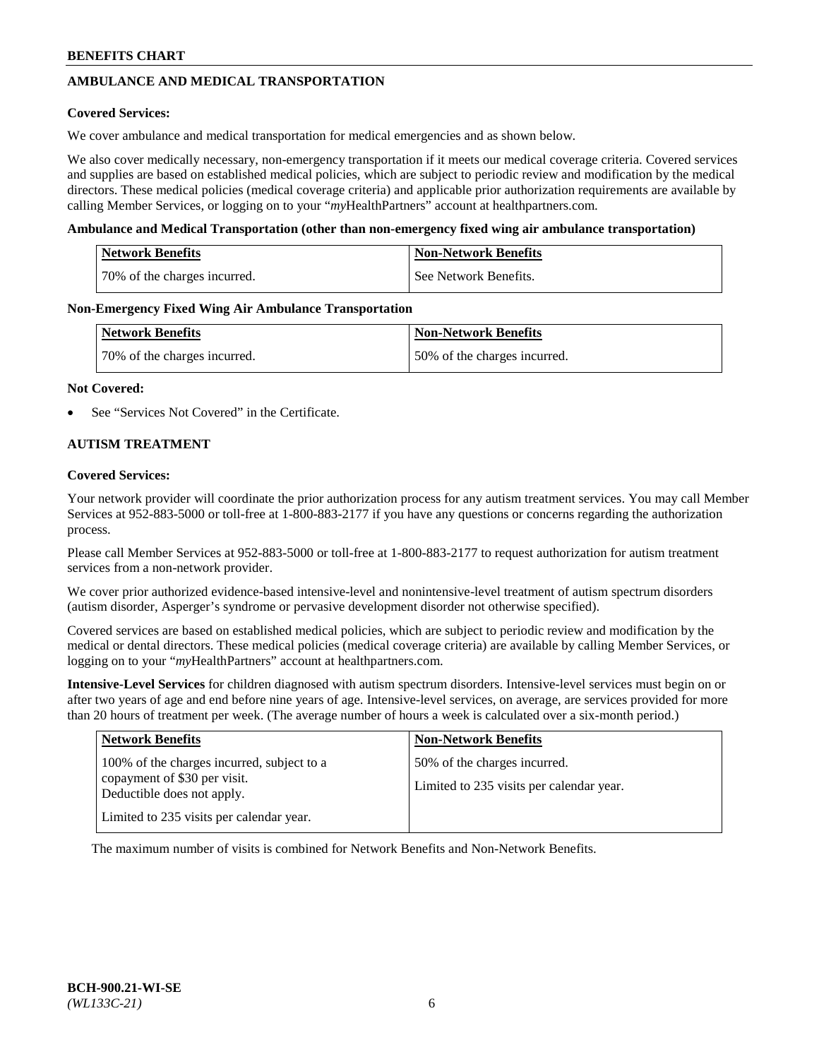## AMBULANCE AND MEDICAL TRANSPORTATION

**Covered Services:**

We cover ambulance and medical transportation for medical emergencies and as shown below.

We also cover medically necessary, non-emergency transportation if it meets our medical coverage criteria. Covered services and supplies are based on established medical policies, which are subject to periodic review and modification by the medical directors. These medical policies (medical coverage criteria) and applicable prior authorization requirements are available by calling Member Services, or logging on to your "*my*HealthPartners" account at healthpartners.com.

**Ambulance and Medical Transportation (other than non-emergency fixed wing air ambulance transportation)**

| Network Benefits | Non-Network Benefits |
|---|---|
| 70% of the charges incurred. | See Network Benefits. |

**Non-Emergency Fixed Wing Air Ambulance Transportation**

| Network Benefits | Non-Network Benefits |
|---|---|
| 70% of the charges incurred. | 50% of the charges incurred. |

**Not Covered:**

- See "Services Not Covered" in the Certificate.

## AUTISM TREATMENT

**Covered Services:**

Your network provider will coordinate the prior authorization process for any autism treatment services. You may call Member Services at 952-883-5000 or toll-free at 1-800-883-2177 if you have any questions or concerns regarding the authorization process.

Please call Member Services at 952-883-5000 or toll-free at 1-800-883-2177 to request authorization for autism treatment services from a non-network provider.

We cover prior authorized evidence-based intensive-level and nonintensive-level treatment of autism spectrum disorders (autism disorder, Asperger's syndrome or pervasive development disorder not otherwise specified).

Covered services are based on established medical policies, which are subject to periodic review and modification by the medical or dental directors. These medical policies (medical coverage criteria) are available by calling Member Services, or logging on to your "*my*HealthPartners" account at healthpartners.com.

**Intensive-Level Services** for children diagnosed with autism spectrum disorders. Intensive-level services must begin on or after two years of age and end before nine years of age. Intensive-level services, on average, are services provided for more than 20 hours of treatment per week. (The average number of hours a week is calculated over a six-month period.)

| Network Benefits | Non-Network Benefits |
|---|---|
| 100% of the charges incurred, subject to a copayment of $30 per visit. Deductible does not apply.<br><br>Limited to 235 visits per calendar year. | 50% of the charges incurred.<br><br>Limited to 235 visits per calendar year. |

The maximum number of visits is combined for Network Benefits and Non-Network Benefits.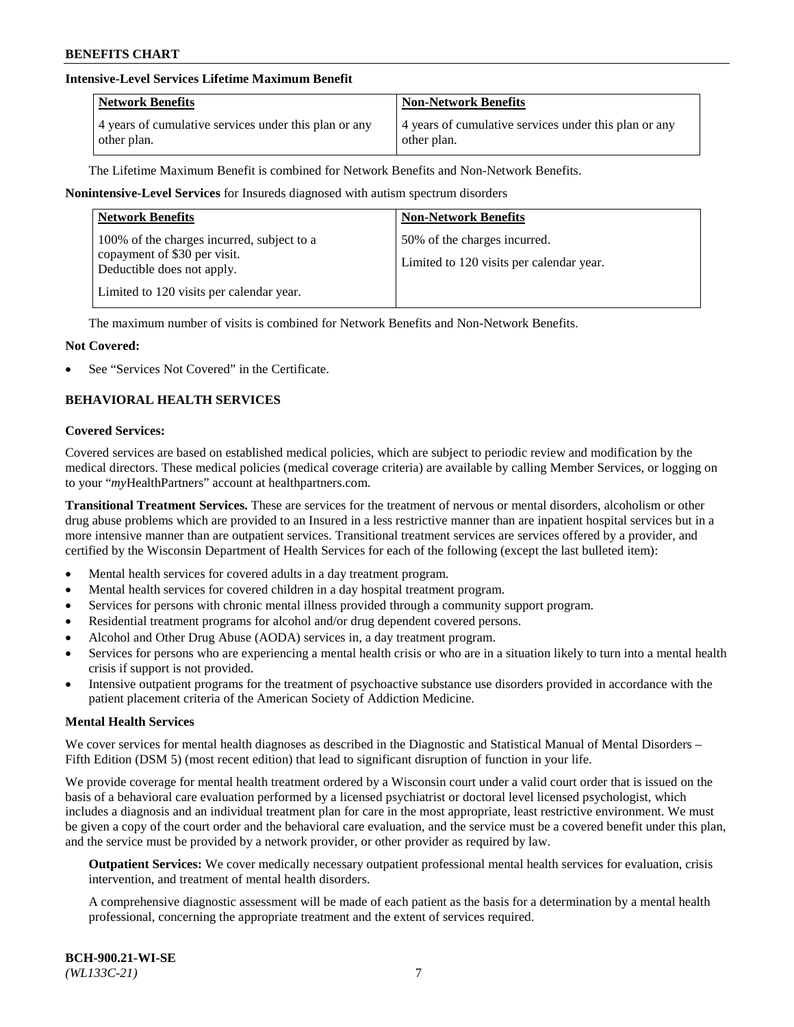**Intensive-Level Services Lifetime Maximum Benefit**

| Network Benefits | Non-Network Benefits |
|---|---|
| 4 years of cumulative services under this plan or any other plan. | 4 years of cumulative services under this plan or any other plan. |

The Lifetime Maximum Benefit is combined for Network Benefits and Non-Network Benefits.

**Nonintensive-Level Services** for Insureds diagnosed with autism spectrum disorders

| Network Benefits | Non-Network Benefits |
|---|---|
| 100% of the charges incurred, subject to a copayment of $30 per visit. Deductible does not apply.<br><br>Limited to 120 visits per calendar year. | 50% of the charges incurred.<br><br>Limited to 120 visits per calendar year. |

The maximum number of visits is combined for Network Benefits and Non-Network Benefits.

**Not Covered:**

- See "Services Not Covered" in the Certificate.

## BEHAVIORAL HEALTH SERVICES

**Covered Services:**

Covered services are based on established medical policies, which are subject to periodic review and modification by the medical directors. These medical policies (medical coverage criteria) are available by calling Member Services, or logging on to your "*my*HealthPartners" account at healthpartners.com.

**Transitional Treatment Services.** These are services for the treatment of nervous or mental disorders, alcoholism or other drug abuse problems which are provided to an Insured in a less restrictive manner than are inpatient hospital services but in a more intensive manner than are outpatient services. Transitional treatment services are services offered by a provider, and certified by the Wisconsin Department of Health Services for each of the following (except the last bulleted item):

- Mental health services for covered adults in a day treatment program.
- Mental health services for covered children in a day hospital treatment program.
- Services for persons with chronic mental illness provided through a community support program.
- Residential treatment programs for alcohol and/or drug dependent covered persons.
- Alcohol and Other Drug Abuse (AODA) services in, a day treatment program.
- Services for persons who are experiencing a mental health crisis or who are in a situation likely to turn into a mental health crisis if support is not provided.
- Intensive outpatient programs for the treatment of psychoactive substance use disorders provided in accordance with the patient placement criteria of the American Society of Addiction Medicine.

**Mental Health Services**

We cover services for mental health diagnoses as described in the Diagnostic and Statistical Manual of Mental Disorders – Fifth Edition (DSM 5) (most recent edition) that lead to significant disruption of function in your life.

We provide coverage for mental health treatment ordered by a Wisconsin court under a valid court order that is issued on the basis of a behavioral care evaluation performed by a licensed psychiatrist or doctoral level licensed psychologist, which includes a diagnosis and an individual treatment plan for care in the most appropriate, least restrictive environment. We must be given a copy of the court order and the behavioral care evaluation, and the service must be a covered benefit under this plan, and the service must be provided by a network provider, or other provider as required by law.

**Outpatient Services:** We cover medically necessary outpatient professional mental health services for evaluation, crisis intervention, and treatment of mental health disorders.

A comprehensive diagnostic assessment will be made of each patient as the basis for a determination by a mental health professional, concerning the appropriate treatment and the extent of services required.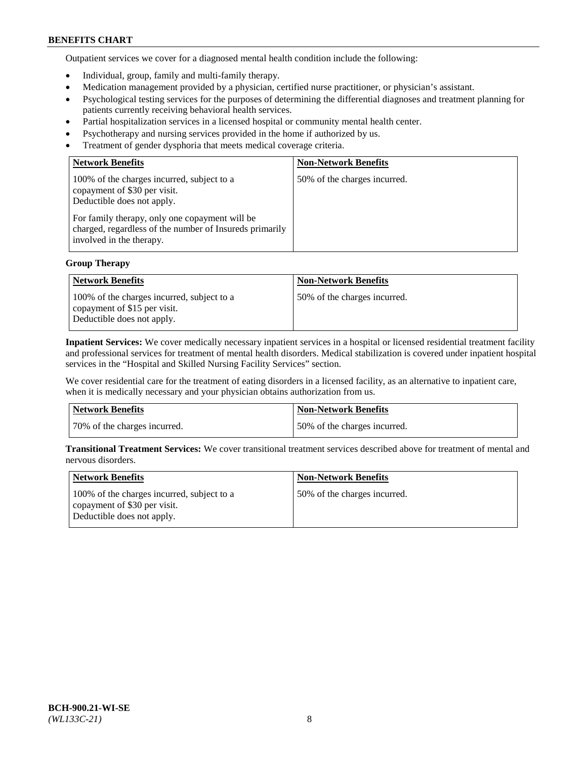Outpatient services we cover for a diagnosed mental health condition include the following:

- Individual, group, family and multi-family therapy.
- Medication management provided by a physician, certified nurse practitioner, or physician's assistant.
- Psychological testing services for the purposes of determining the differential diagnoses and treatment planning for patients currently receiving behavioral health services.
- Partial hospitalization services in a licensed hospital or community mental health center.
- Psychotherapy and nursing services provided in the home if authorized by us.
- Treatment of gender dysphoria that meets medical coverage criteria.

| Network Benefits | Non-Network Benefits |
|---|---|
| 100% of the charges incurred, subject to a copayment of $30 per visit. Deductible does not apply.<br><br>For family therapy, only one copayment will be charged, regardless of the number of Insureds primarily involved in the therapy. | 50% of the charges incurred. |

**Group Therapy**

| Network Benefits | Non-Network Benefits |
|---|---|
| 100% of the charges incurred, subject to a copayment of $15 per visit. Deductible does not apply. | 50% of the charges incurred. |

**Inpatient Services:** We cover medically necessary inpatient services in a hospital or licensed residential treatment facility and professional services for treatment of mental health disorders. Medical stabilization is covered under inpatient hospital services in the "Hospital and Skilled Nursing Facility Services" section.

We cover residential care for the treatment of eating disorders in a licensed facility, as an alternative to inpatient care, when it is medically necessary and your physician obtains authorization from us.

| Network Benefits | Non-Network Benefits |
|---|---|
| 70% of the charges incurred. | 50% of the charges incurred. |

**Transitional Treatment Services:** We cover transitional treatment services described above for treatment of mental and nervous disorders.

| Network Benefits | Non-Network Benefits |
|---|---|
| 100% of the charges incurred, subject to a copayment of $30 per visit. Deductible does not apply. | 50% of the charges incurred. |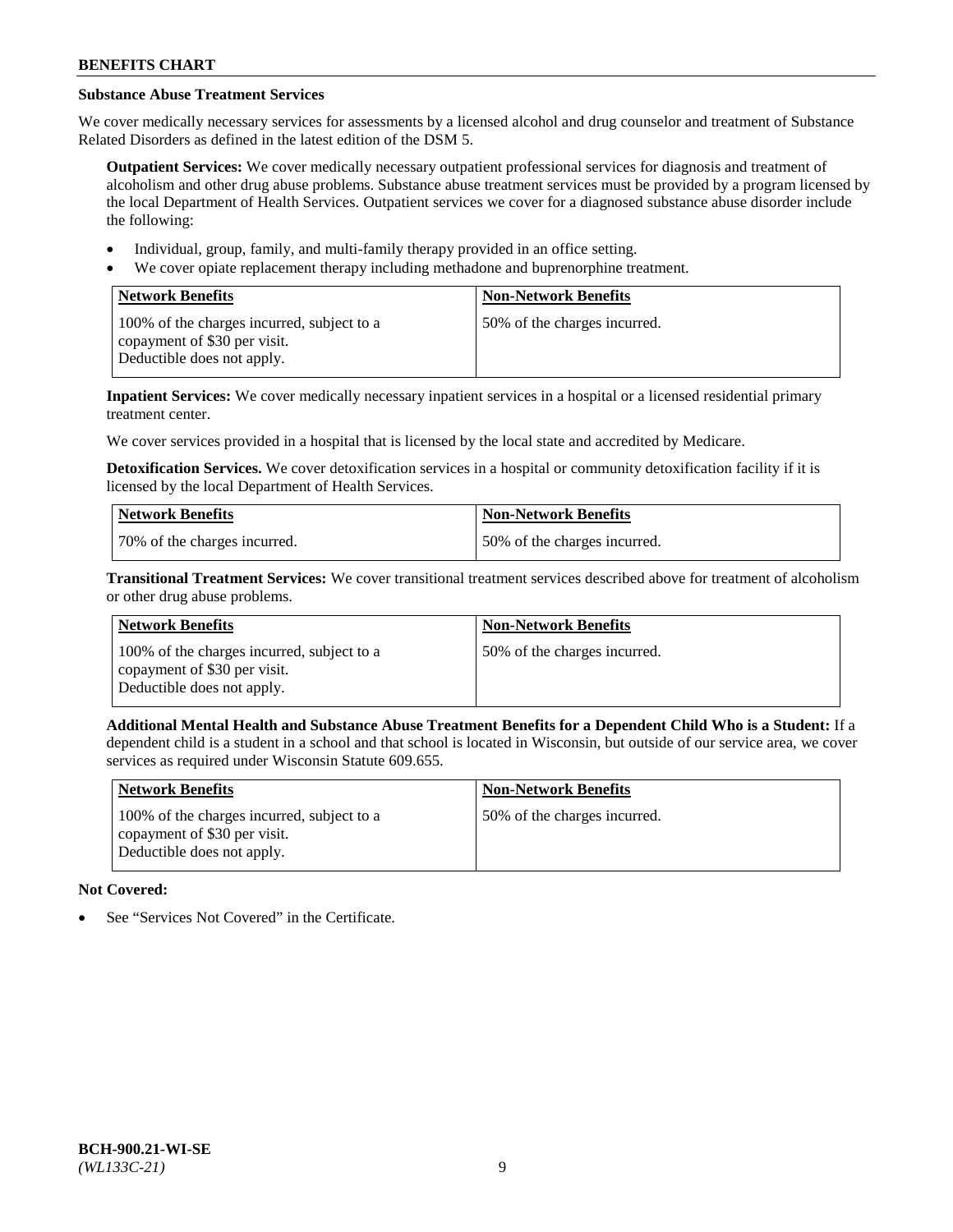### Substance Abuse Treatment Services

We cover medically necessary services for assessments by a licensed alcohol and drug counselor and treatment of Substance Related Disorders as defined in the latest edition of the DSM 5.

**Outpatient Services:** We cover medically necessary outpatient professional services for diagnosis and treatment of alcoholism and other drug abuse problems. Substance abuse treatment services must be provided by a program licensed by the local Department of Health Services. Outpatient services we cover for a diagnosed substance abuse disorder include the following:

- Individual, group, family, and multi-family therapy provided in an office setting.
- We cover opiate replacement therapy including methadone and buprenorphine treatment.

| Network Benefits | Non-Network Benefits |
|---|---|
| 100% of the charges incurred, subject to a copayment of $30 per visit. Deductible does not apply. | 50% of the charges incurred. |

**Inpatient Services:** We cover medically necessary inpatient services in a hospital or a licensed residential primary treatment center.

We cover services provided in a hospital that is licensed by the local state and accredited by Medicare.

**Detoxification Services.** We cover detoxification services in a hospital or community detoxification facility if it is licensed by the local Department of Health Services.

| Network Benefits | Non-Network Benefits |
|---|---|
| 70% of the charges incurred. | 50% of the charges incurred. |

**Transitional Treatment Services:** We cover transitional treatment services described above for treatment of alcoholism or other drug abuse problems.

| Network Benefits | Non-Network Benefits |
|---|---|
| 100% of the charges incurred, subject to a copayment of $30 per visit. Deductible does not apply. | 50% of the charges incurred. |

**Additional Mental Health and Substance Abuse Treatment Benefits for a Dependent Child Who is a Student:** If a dependent child is a student in a school and that school is located in Wisconsin, but outside of our service area, we cover services as required under Wisconsin Statute 609.655.

| Network Benefits | Non-Network Benefits |
|---|---|
| 100% of the charges incurred, subject to a copayment of $30 per visit. Deductible does not apply. | 50% of the charges incurred. |

**Not Covered:**

- See "Services Not Covered" in the Certificate.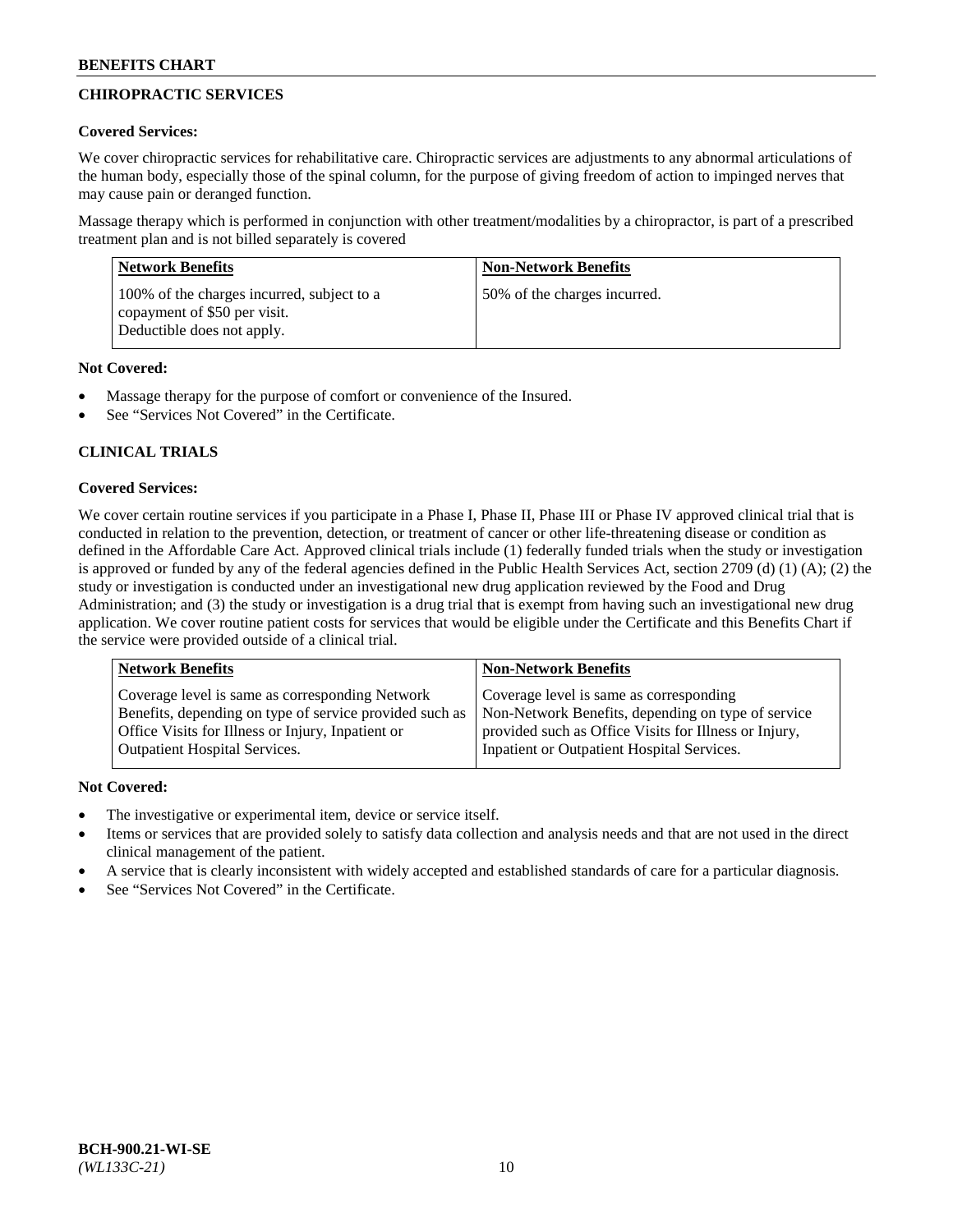## CHIROPRACTIC SERVICES

**Covered Services:**

We cover chiropractic services for rehabilitative care. Chiropractic services are adjustments to any abnormal articulations of the human body, especially those of the spinal column, for the purpose of giving freedom of action to impinged nerves that may cause pain or deranged function.

Massage therapy which is performed in conjunction with other treatment/modalities by a chiropractor, is part of a prescribed treatment plan and is not billed separately is covered

| Network Benefits | Non-Network Benefits |
|---|---|
| 100% of the charges incurred, subject to a copayment of $50 per visit. Deductible does not apply. | 50% of the charges incurred. |

**Not Covered:**

- Massage therapy for the purpose of comfort or convenience of the Insured.
- See "Services Not Covered" in the Certificate.

## CLINICAL TRIALS

**Covered Services:**

We cover certain routine services if you participate in a Phase I, Phase II, Phase III or Phase IV approved clinical trial that is conducted in relation to the prevention, detection, or treatment of cancer or other life-threatening disease or condition as defined in the Affordable Care Act. Approved clinical trials include (1) federally funded trials when the study or investigation is approved or funded by any of the federal agencies defined in the Public Health Services Act, section 2709 (d) (1) (A); (2) the study or investigation is conducted under an investigational new drug application reviewed by the Food and Drug Administration; and (3) the study or investigation is a drug trial that is exempt from having such an investigational new drug application. We cover routine patient costs for services that would be eligible under the Certificate and this Benefits Chart if the service were provided outside of a clinical trial.

| Network Benefits | Non-Network Benefits |
|---|---|
| Coverage level is same as corresponding Network Benefits, depending on type of service provided such as Office Visits for Illness or Injury, Inpatient or Outpatient Hospital Services. | Coverage level is same as corresponding Non-Network Benefits, depending on type of service provided such as Office Visits for Illness or Injury, Inpatient or Outpatient Hospital Services. |

**Not Covered:**

- The investigative or experimental item, device or service itself.
- Items or services that are provided solely to satisfy data collection and analysis needs and that are not used in the direct clinical management of the patient.
- A service that is clearly inconsistent with widely accepted and established standards of care for a particular diagnosis.
- See "Services Not Covered" in the Certificate.

BCH-900.21-WI-SE
*(WL133C-21)*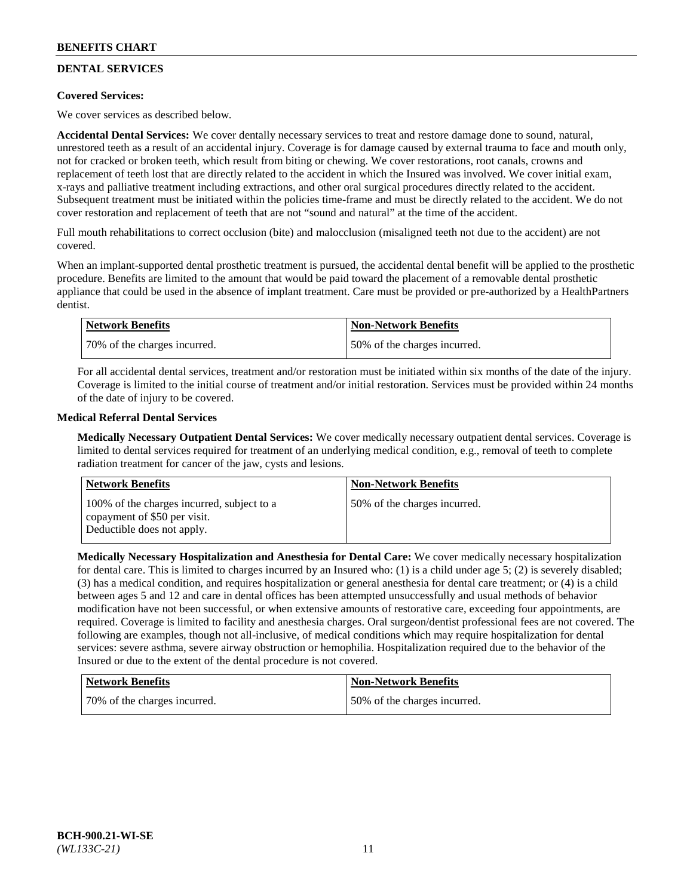## DENTAL SERVICES

**Covered Services:**

We cover services as described below.

**Accidental Dental Services:** We cover dentally necessary services to treat and restore damage done to sound, natural, unrestored teeth as a result of an accidental injury. Coverage is for damage caused by external trauma to face and mouth only, not for cracked or broken teeth, which result from biting or chewing. We cover restorations, root canals, crowns and replacement of teeth lost that are directly related to the accident in which the Insured was involved. We cover initial exam, x-rays and palliative treatment including extractions, and other oral surgical procedures directly related to the accident. Subsequent treatment must be initiated within the policies time-frame and must be directly related to the accident. We do not cover restoration and replacement of teeth that are not "sound and natural" at the time of the accident.

Full mouth rehabilitations to correct occlusion (bite) and malocclusion (misaligned teeth not due to the accident) are not covered.

When an implant-supported dental prosthetic treatment is pursued, the accidental dental benefit will be applied to the prosthetic procedure. Benefits are limited to the amount that would be paid toward the placement of a removable dental prosthetic appliance that could be used in the absence of implant treatment. Care must be provided or pre-authorized by a HealthPartners dentist.

| Network Benefits | Non-Network Benefits |
|---|---|
| 70% of the charges incurred. | 50% of the charges incurred. |

For all accidental dental services, treatment and/or restoration must be initiated within six months of the date of the injury. Coverage is limited to the initial course of treatment and/or initial restoration. Services must be provided within 24 months of the date of injury to be covered.

**Medical Referral Dental Services**

**Medically Necessary Outpatient Dental Services:** We cover medically necessary outpatient dental services. Coverage is limited to dental services required for treatment of an underlying medical condition, e.g., removal of teeth to complete radiation treatment for cancer of the jaw, cysts and lesions.

| Network Benefits | Non-Network Benefits |
|---|---|
| 100% of the charges incurred, subject to a copayment of $50 per visit. Deductible does not apply. | 50% of the charges incurred. |

**Medically Necessary Hospitalization and Anesthesia for Dental Care:** We cover medically necessary hospitalization for dental care. This is limited to charges incurred by an Insured who: (1) is a child under age 5; (2) is severely disabled; (3) has a medical condition, and requires hospitalization or general anesthesia for dental care treatment; or (4) is a child between ages 5 and 12 and care in dental offices has been attempted unsuccessfully and usual methods of behavior modification have not been successful, or when extensive amounts of restorative care, exceeding four appointments, are required. Coverage is limited to facility and anesthesia charges. Oral surgeon/dentist professional fees are not covered. The following are examples, though not all-inclusive, of medical conditions which may require hospitalization for dental services: severe asthma, severe airway obstruction or hemophilia. Hospitalization required due to the behavior of the Insured or due to the extent of the dental procedure is not covered.

| Network Benefits | Non-Network Benefits |
|---|---|
| 70% of the charges incurred. | 50% of the charges incurred. |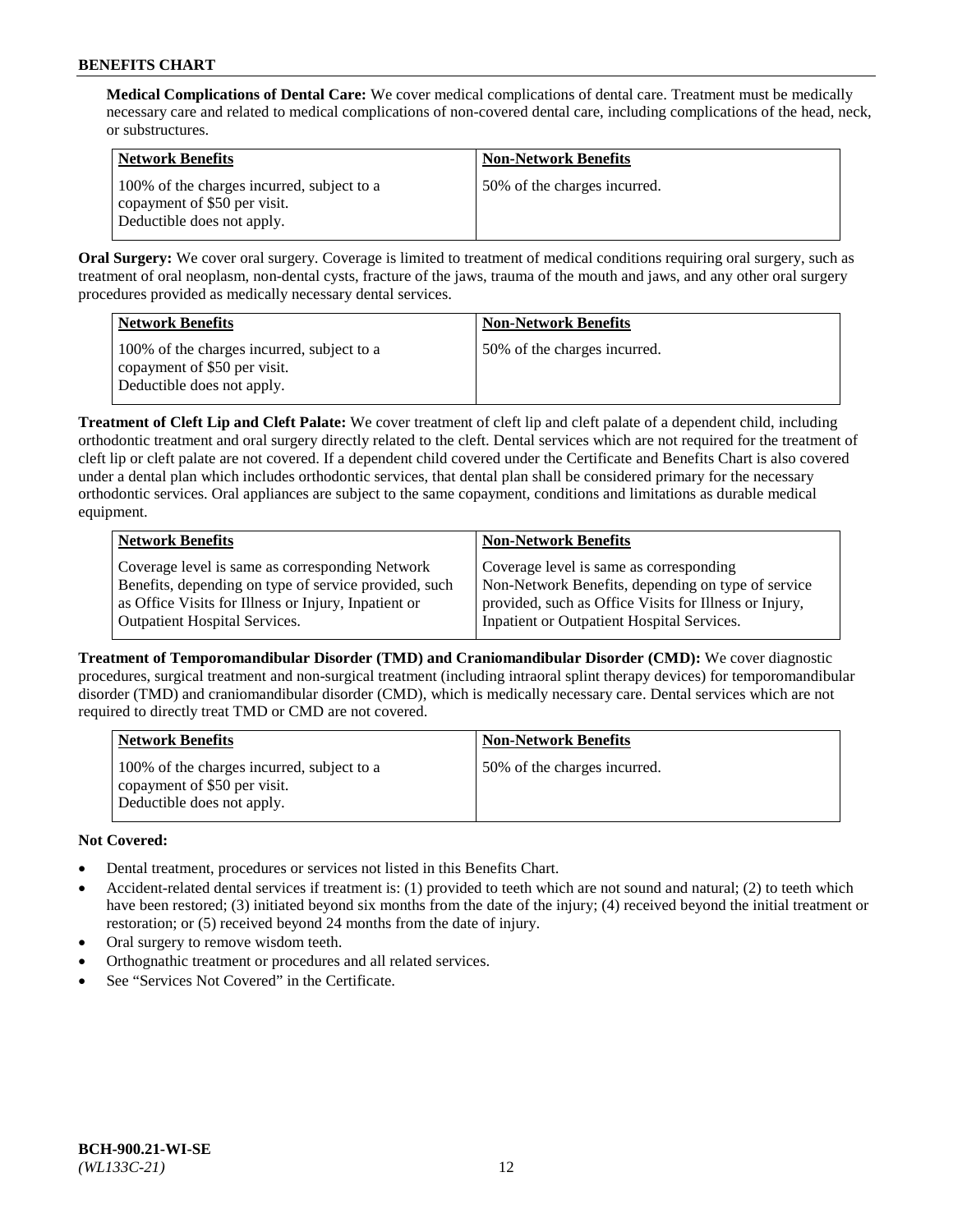**Medical Complications of Dental Care:** We cover medical complications of dental care. Treatment must be medically necessary care and related to medical complications of non-covered dental care, including complications of the head, neck, or substructures.

| Network Benefits | Non-Network Benefits |
|---|---|
| 100% of the charges incurred, subject to a copayment of $50 per visit. Deductible does not apply. | 50% of the charges incurred. |

**Oral Surgery:** We cover oral surgery. Coverage is limited to treatment of medical conditions requiring oral surgery, such as treatment of oral neoplasm, non-dental cysts, fracture of the jaws, trauma of the mouth and jaws, and any other oral surgery procedures provided as medically necessary dental services.

| Network Benefits | Non-Network Benefits |
|---|---|
| 100% of the charges incurred, subject to a copayment of $50 per visit. Deductible does not apply. | 50% of the charges incurred. |

**Treatment of Cleft Lip and Cleft Palate:** We cover treatment of cleft lip and cleft palate of a dependent child, including orthodontic treatment and oral surgery directly related to the cleft. Dental services which are not required for the treatment of cleft lip or cleft palate are not covered. If a dependent child covered under the Certificate and Benefits Chart is also covered under a dental plan which includes orthodontic services, that dental plan shall be considered primary for the necessary orthodontic services. Oral appliances are subject to the same copayment, conditions and limitations as durable medical equipment.

| Network Benefits | Non-Network Benefits |
|---|---|
| Coverage level is same as corresponding Network Benefits, depending on type of service provided, such as Office Visits for Illness or Injury, Inpatient or Outpatient Hospital Services. | Coverage level is same as corresponding Non-Network Benefits, depending on type of service provided, such as Office Visits for Illness or Injury, Inpatient or Outpatient Hospital Services. |

**Treatment of Temporomandibular Disorder (TMD) and Craniomandibular Disorder (CMD):** We cover diagnostic procedures, surgical treatment and non-surgical treatment (including intraoral splint therapy devices) for temporomandibular disorder (TMD) and craniomandibular disorder (CMD), which is medically necessary care. Dental services which are not required to directly treat TMD or CMD are not covered.

| Network Benefits | Non-Network Benefits |
|---|---|
| 100% of the charges incurred, subject to a copayment of $50 per visit. Deductible does not apply. | 50% of the charges incurred. |

**Not Covered:**

- Dental treatment, procedures or services not listed in this Benefits Chart.
- Accident-related dental services if treatment is: (1) provided to teeth which are not sound and natural; (2) to teeth which have been restored; (3) initiated beyond six months from the date of the injury; (4) received beyond the initial treatment or restoration; or (5) received beyond 24 months from the date of injury.
- Oral surgery to remove wisdom teeth.
- Orthognathic treatment or procedures and all related services.
- See "Services Not Covered" in the Certificate.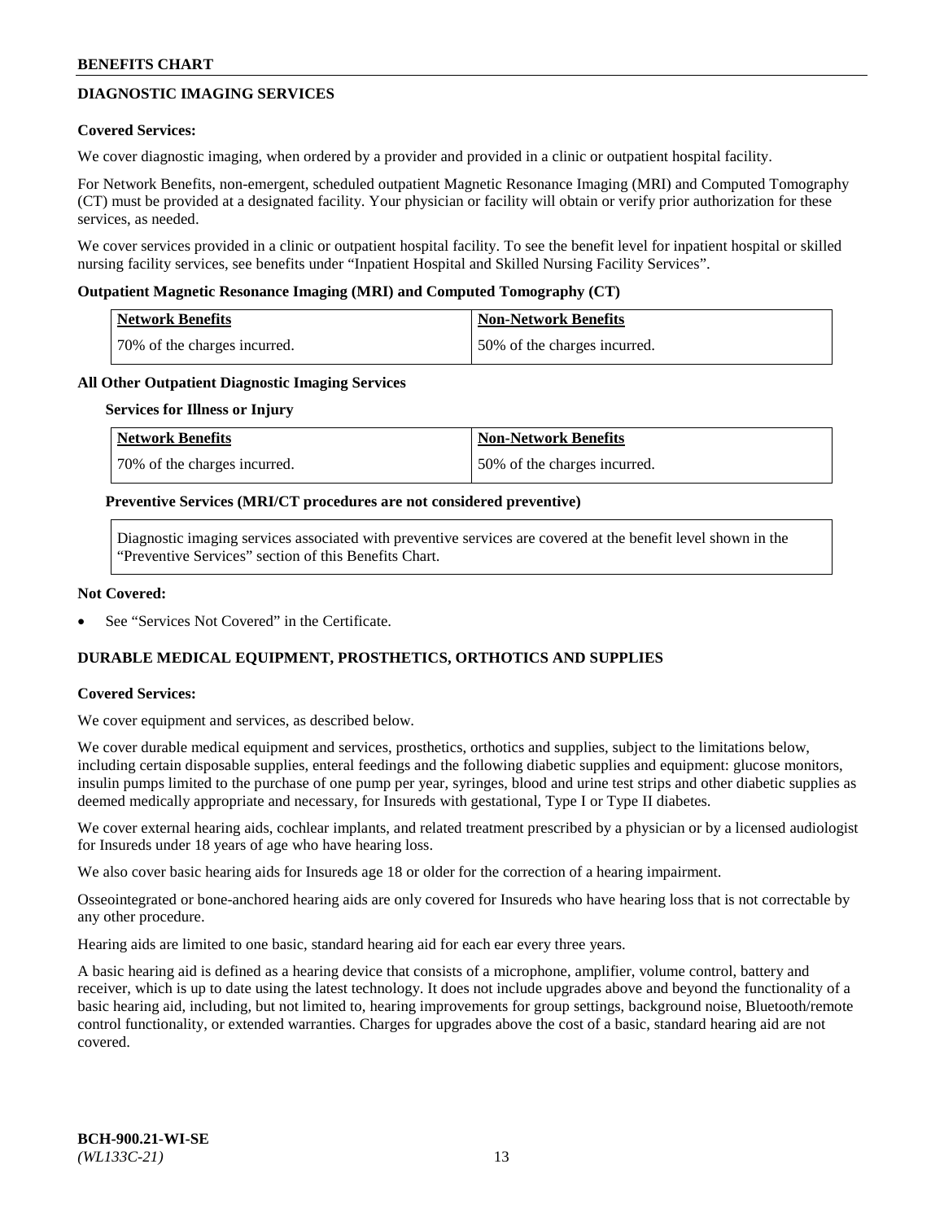## DIAGNOSTIC IMAGING SERVICES

**Covered Services:**

We cover diagnostic imaging, when ordered by a provider and provided in a clinic or outpatient hospital facility.

For Network Benefits, non-emergent, scheduled outpatient Magnetic Resonance Imaging (MRI) and Computed Tomography (CT) must be provided at a designated facility. Your physician or facility will obtain or verify prior authorization for these services, as needed.

We cover services provided in a clinic or outpatient hospital facility. To see the benefit level for inpatient hospital or skilled nursing facility services, see benefits under "Inpatient Hospital and Skilled Nursing Facility Services".

**Outpatient Magnetic Resonance Imaging (MRI) and Computed Tomography (CT)**

| Network Benefits | Non-Network Benefits |
|---|---|
| 70% of the charges incurred. | 50% of the charges incurred. |

**All Other Outpatient Diagnostic Imaging Services**

**Services for Illness or Injury**

| Network Benefits | Non-Network Benefits |
|---|---|
| 70% of the charges incurred. | 50% of the charges incurred. |

**Preventive Services (MRI/CT procedures are not considered preventive)**

Diagnostic imaging services associated with preventive services are covered at the benefit level shown in the "Preventive Services" section of this Benefits Chart.

**Not Covered:**

- See "Services Not Covered" in the Certificate.

## DURABLE MEDICAL EQUIPMENT, PROSTHETICS, ORTHOTICS AND SUPPLIES

**Covered Services:**

We cover equipment and services, as described below.

We cover durable medical equipment and services, prosthetics, orthotics and supplies, subject to the limitations below, including certain disposable supplies, enteral feedings and the following diabetic supplies and equipment: glucose monitors, insulin pumps limited to the purchase of one pump per year, syringes, blood and urine test strips and other diabetic supplies as deemed medically appropriate and necessary, for Insureds with gestational, Type I or Type II diabetes.

We cover external hearing aids, cochlear implants, and related treatment prescribed by a physician or by a licensed audiologist for Insureds under 18 years of age who have hearing loss.

We also cover basic hearing aids for Insureds age 18 or older for the correction of a hearing impairment.

Osseointegrated or bone-anchored hearing aids are only covered for Insureds who have hearing loss that is not correctable by any other procedure.

Hearing aids are limited to one basic, standard hearing aid for each ear every three years.

A basic hearing aid is defined as a hearing device that consists of a microphone, amplifier, volume control, battery and receiver, which is up to date using the latest technology. It does not include upgrades above and beyond the functionality of a basic hearing aid, including, but not limited to, hearing improvements for group settings, background noise, Bluetooth/remote control functionality, or extended warranties. Charges for upgrades above the cost of a basic, standard hearing aid are not covered.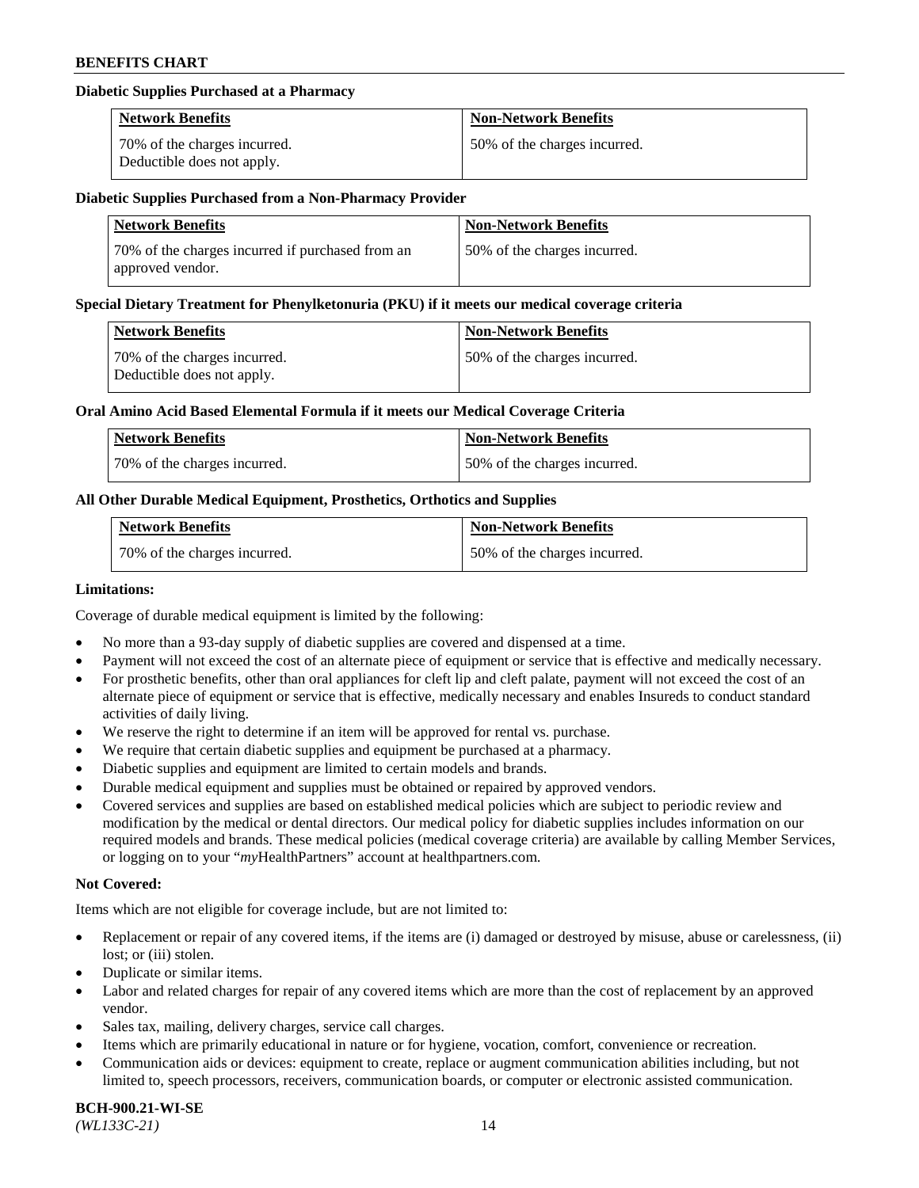#### Diabetic Supplies Purchased at a Pharmacy

| Network Benefits | Non-Network Benefits |
| --- | --- |
| 70% of the charges incurred. Deductible does not apply. | 50% of the charges incurred. |

#### Diabetic Supplies Purchased from a Non-Pharmacy Provider

| Network Benefits | Non-Network Benefits |
| --- | --- |
| 70% of the charges incurred if purchased from an approved vendor. | 50% of the charges incurred. |

#### Special Dietary Treatment for Phenylketonuria (PKU) if it meets our medical coverage criteria

| Network Benefits | Non-Network Benefits |
| --- | --- |
| 70% of the charges incurred. Deductible does not apply. | 50% of the charges incurred. |

#### Oral Amino Acid Based Elemental Formula if it meets our Medical Coverage Criteria

| Network Benefits | Non-Network Benefits |
| --- | --- |
| 70% of the charges incurred. | 50% of the charges incurred. |

#### All Other Durable Medical Equipment, Prosthetics, Orthotics and Supplies

| Network Benefits | Non-Network Benefits |
| --- | --- |
| 70% of the charges incurred. | 50% of the charges incurred. |

**Limitations:**

Coverage of durable medical equipment is limited by the following:

- No more than a 93-day supply of diabetic supplies are covered and dispensed at a time.
- Payment will not exceed the cost of an alternate piece of equipment or service that is effective and medically necessary.
- For prosthetic benefits, other than oral appliances for cleft lip and cleft palate, payment will not exceed the cost of an alternate piece of equipment or service that is effective, medically necessary and enables Insureds to conduct standard activities of daily living.
- We reserve the right to determine if an item will be approved for rental vs. purchase.
- We require that certain diabetic supplies and equipment be purchased at a pharmacy.
- Diabetic supplies and equipment are limited to certain models and brands.
- Durable medical equipment and supplies must be obtained or repaired by approved vendors.
- Covered services and supplies are based on established medical policies which are subject to periodic review and modification by the medical or dental directors. Our medical policy for diabetic supplies includes information on our required models and brands. These medical policies (medical coverage criteria) are available by calling Member Services, or logging on to your "*my*HealthPartners" account at healthpartners.com.

**Not Covered:**

Items which are not eligible for coverage include, but are not limited to:

- Replacement or repair of any covered items, if the items are (i) damaged or destroyed by misuse, abuse or carelessness, (ii) lost; or (iii) stolen.
- Duplicate or similar items.
- Labor and related charges for repair of any covered items which are more than the cost of replacement by an approved vendor.
- Sales tax, mailing, delivery charges, service call charges.
- Items which are primarily educational in nature or for hygiene, vocation, comfort, convenience or recreation.
- Communication aids or devices: equipment to create, replace or augment communication abilities including, but not limited to, speech processors, receivers, communication boards, or computer or electronic assisted communication.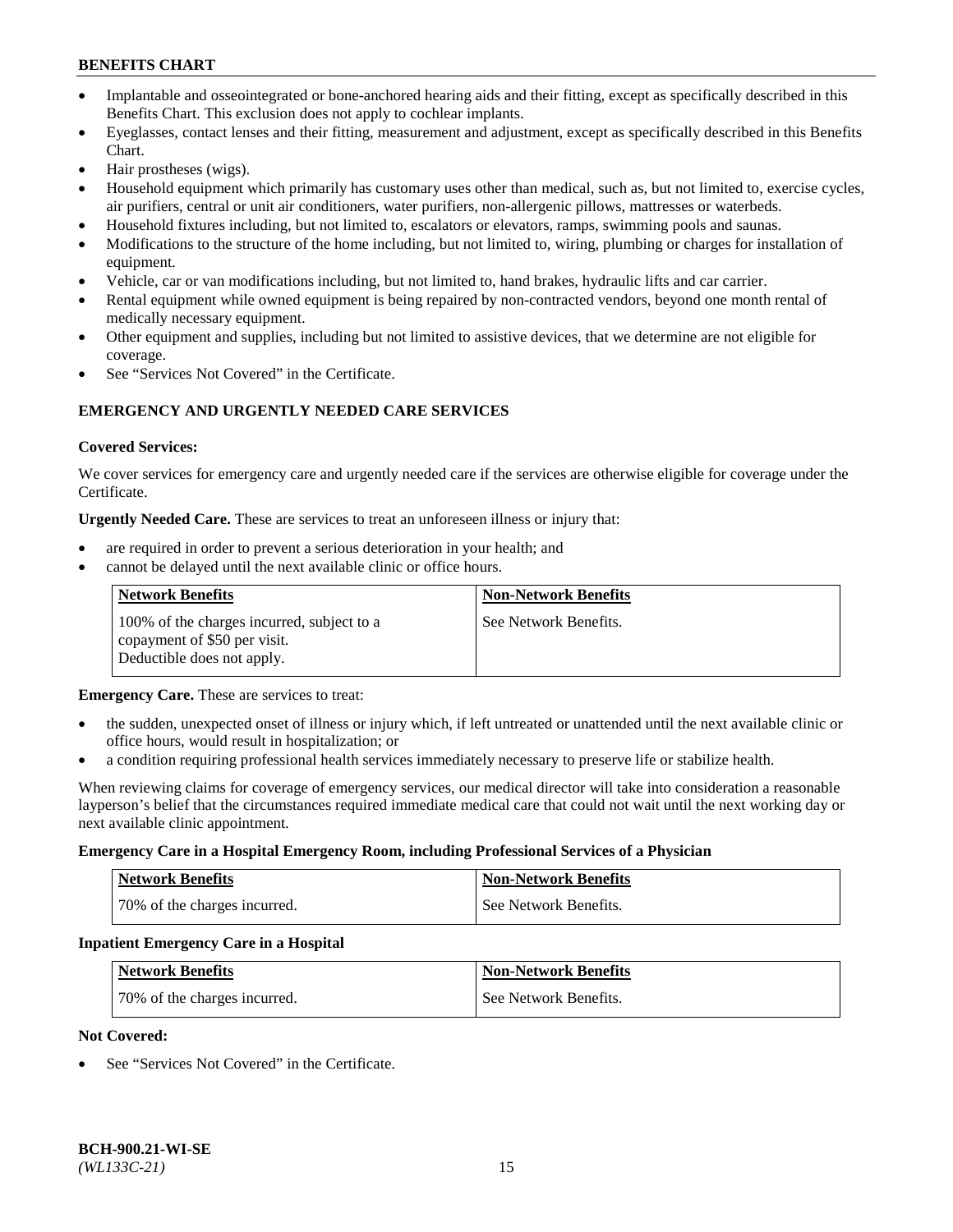- Implantable and osseointegrated or bone-anchored hearing aids and their fitting, except as specifically described in this Benefits Chart. This exclusion does not apply to cochlear implants.
- Eyeglasses, contact lenses and their fitting, measurement and adjustment, except as specifically described in this Benefits Chart.
- Hair prostheses (wigs).
- Household equipment which primarily has customary uses other than medical, such as, but not limited to, exercise cycles, air purifiers, central or unit air conditioners, water purifiers, non-allergenic pillows, mattresses or waterbeds.
- Household fixtures including, but not limited to, escalators or elevators, ramps, swimming pools and saunas.
- Modifications to the structure of the home including, but not limited to, wiring, plumbing or charges for installation of equipment.
- Vehicle, car or van modifications including, but not limited to, hand brakes, hydraulic lifts and car carrier.
- Rental equipment while owned equipment is being repaired by non-contracted vendors, beyond one month rental of medically necessary equipment.
- Other equipment and supplies, including but not limited to assistive devices, that we determine are not eligible for coverage.
- See "Services Not Covered" in the Certificate.

## EMERGENCY AND URGENTLY NEEDED CARE SERVICES

**Covered Services:**

We cover services for emergency care and urgently needed care if the services are otherwise eligible for coverage under the Certificate.

**Urgently Needed Care.** These are services to treat an unforeseen illness or injury that:

- are required in order to prevent a serious deterioration in your health; and
- cannot be delayed until the next available clinic or office hours.

| Network Benefits | Non-Network Benefits |
|---|---|
| 100% of the charges incurred, subject to a copayment of $50 per visit. Deductible does not apply. | See Network Benefits. |

**Emergency Care.** These are services to treat:

- the sudden, unexpected onset of illness or injury which, if left untreated or unattended until the next available clinic or office hours, would result in hospitalization; or
- a condition requiring professional health services immediately necessary to preserve life or stabilize health.

When reviewing claims for coverage of emergency services, our medical director will take into consideration a reasonable layperson's belief that the circumstances required immediate medical care that could not wait until the next working day or next available clinic appointment.

**Emergency Care in a Hospital Emergency Room, including Professional Services of a Physician**

| Network Benefits | Non-Network Benefits |
|---|---|
| 70% of the charges incurred. | See Network Benefits. |

**Inpatient Emergency Care in a Hospital**

| Network Benefits | Non-Network Benefits |
|---|---|
| 70% of the charges incurred. | See Network Benefits. |

**Not Covered:**

- See "Services Not Covered" in the Certificate.

**BCH-900.21-WI-SE**
*(WL133C-21)*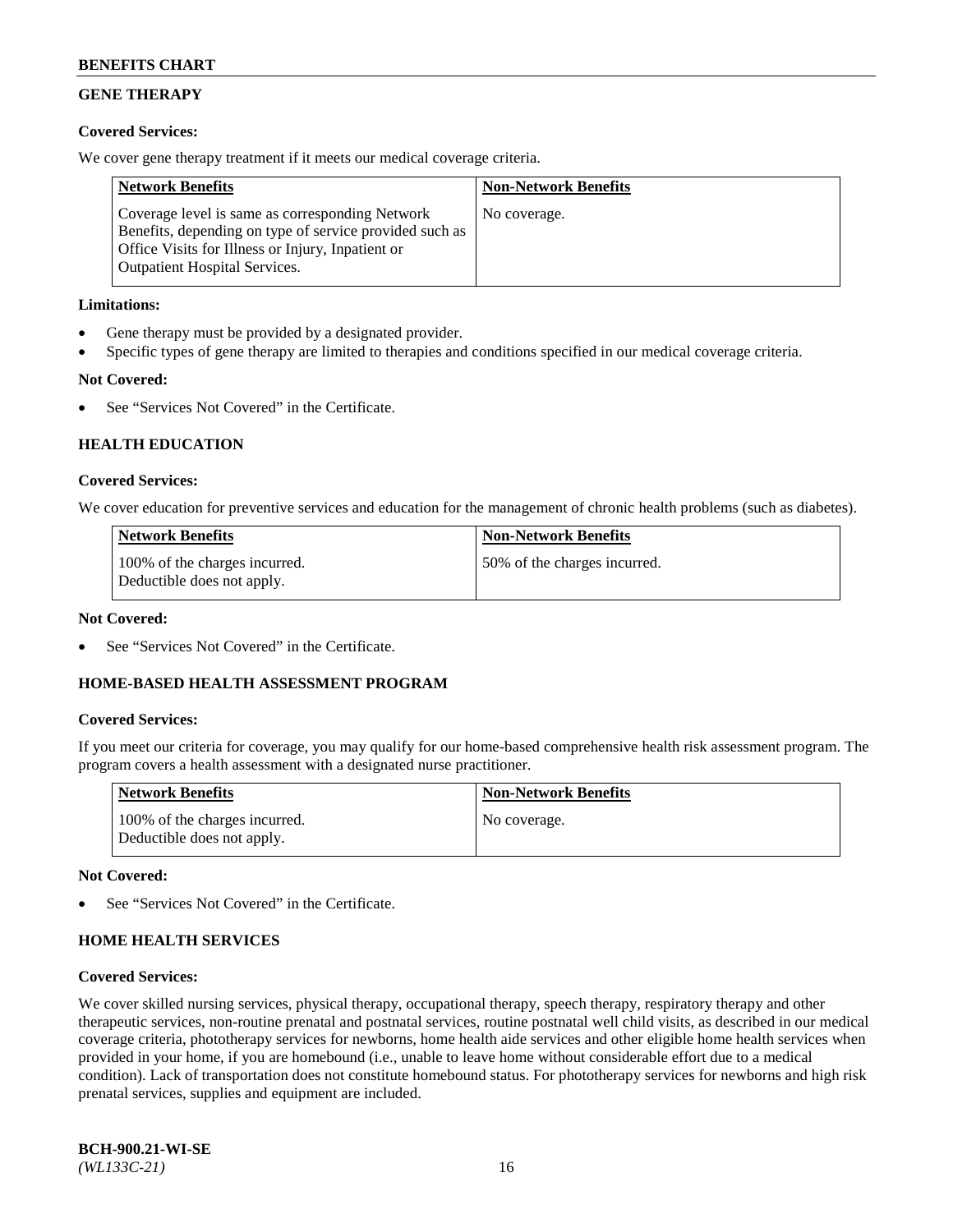## GENE THERAPY

**Covered Services:**

We cover gene therapy treatment if it meets our medical coverage criteria.

| Network Benefits | Non-Network Benefits |
|---|---|
| Coverage level is same as corresponding Network Benefits, depending on type of service provided such as Office Visits for Illness or Injury, Inpatient or Outpatient Hospital Services. | No coverage. |

**Limitations:**

- Gene therapy must be provided by a designated provider.
- Specific types of gene therapy are limited to therapies and conditions specified in our medical coverage criteria.

**Not Covered:**

- See "Services Not Covered" in the Certificate.

## HEALTH EDUCATION

**Covered Services:**

We cover education for preventive services and education for the management of chronic health problems (such as diabetes).

| Network Benefits | Non-Network Benefits |
|---|---|
| 100% of the charges incurred. Deductible does not apply. | 50% of the charges incurred. |

**Not Covered:**

- See "Services Not Covered" in the Certificate.

## HOME-BASED HEALTH ASSESSMENT PROGRAM

**Covered Services:**

If you meet our criteria for coverage, you may qualify for our home-based comprehensive health risk assessment program. The program covers a health assessment with a designated nurse practitioner.

| Network Benefits | Non-Network Benefits |
|---|---|
| 100% of the charges incurred. Deductible does not apply. | No coverage. |

**Not Covered:**

- See "Services Not Covered" in the Certificate.

## HOME HEALTH SERVICES

**Covered Services:**

We cover skilled nursing services, physical therapy, occupational therapy, speech therapy, respiratory therapy and other therapeutic services, non-routine prenatal and postnatal services, routine postnatal well child visits, as described in our medical coverage criteria, phototherapy services for newborns, home health aide services and other eligible home health services when provided in your home, if you are homebound (i.e., unable to leave home without considerable effort due to a medical condition). Lack of transportation does not constitute homebound status. For phototherapy services for newborns and high risk prenatal services, supplies and equipment are included.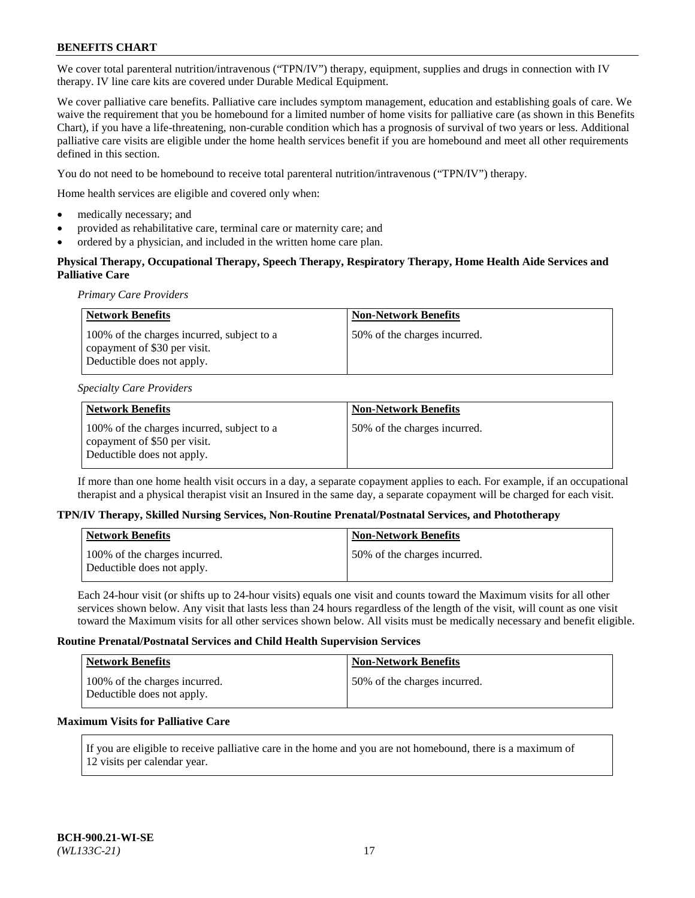We cover total parenteral nutrition/intravenous ("TPN/IV") therapy, equipment, supplies and drugs in connection with IV therapy. IV line care kits are covered under Durable Medical Equipment.

We cover palliative care benefits. Palliative care includes symptom management, education and establishing goals of care. We waive the requirement that you be homebound for a limited number of home visits for palliative care (as shown in this Benefits Chart), if you have a life-threatening, non-curable condition which has a prognosis of survival of two years or less. Additional palliative care visits are eligible under the home health services benefit if you are homebound and meet all other requirements defined in this section.

You do not need to be homebound to receive total parenteral nutrition/intravenous ("TPN/IV") therapy.

Home health services are eligible and covered only when:

- medically necessary; and
- provided as rehabilitative care, terminal care or maternity care; and
- ordered by a physician, and included in the written home care plan.

**Physical Therapy, Occupational Therapy, Speech Therapy, Respiratory Therapy, Home Health Aide Services and Palliative Care**

*Primary Care Providers*

| Network Benefits | Non-Network Benefits |
|---|---|
| 100% of the charges incurred, subject to a copayment of $30 per visit. Deductible does not apply. | 50% of the charges incurred. |

*Specialty Care Providers*

| Network Benefits | Non-Network Benefits |
|---|---|
| 100% of the charges incurred, subject to a copayment of $50 per visit. Deductible does not apply. | 50% of the charges incurred. |

If more than one home health visit occurs in a day, a separate copayment applies to each. For example, if an occupational therapist and a physical therapist visit an Insured in the same day, a separate copayment will be charged for each visit.

**TPN/IV Therapy, Skilled Nursing Services, Non-Routine Prenatal/Postnatal Services, and Phototherapy**

| Network Benefits | Non-Network Benefits |
|---|---|
| 100% of the charges incurred. Deductible does not apply. | 50% of the charges incurred. |

Each 24-hour visit (or shifts up to 24-hour visits) equals one visit and counts toward the Maximum visits for all other services shown below. Any visit that lasts less than 24 hours regardless of the length of the visit, will count as one visit toward the Maximum visits for all other services shown below. All visits must be medically necessary and benefit eligible.

**Routine Prenatal/Postnatal Services and Child Health Supervision Services**

| Network Benefits | Non-Network Benefits |
|---|---|
| 100% of the charges incurred. Deductible does not apply. | 50% of the charges incurred. |

**Maximum Visits for Palliative Care**

If you are eligible to receive palliative care in the home and you are not homebound, there is a maximum of 12 visits per calendar year.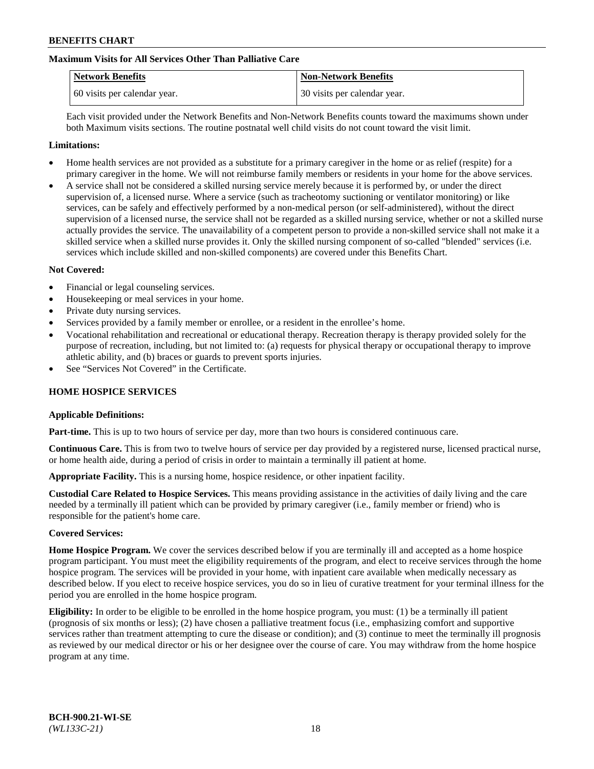**Maximum Visits for All Services Other Than Palliative Care**

| Network Benefits | Non-Network Benefits |
| --- | --- |
| 60 visits per calendar year. | 30 visits per calendar year. |

Each visit provided under the Network Benefits and Non-Network Benefits counts toward the maximums shown under both Maximum visits sections. The routine postnatal well child visits do not count toward the visit limit.

**Limitations:**

- Home health services are not provided as a substitute for a primary caregiver in the home or as relief (respite) for a primary caregiver in the home. We will not reimburse family members or residents in your home for the above services.
- A service shall not be considered a skilled nursing service merely because it is performed by, or under the direct supervision of, a licensed nurse. Where a service (such as tracheotomy suctioning or ventilator monitoring) or like services, can be safely and effectively performed by a non-medical person (or self-administered), without the direct supervision of a licensed nurse, the service shall not be regarded as a skilled nursing service, whether or not a skilled nurse actually provides the service. The unavailability of a competent person to provide a non-skilled service shall not make it a skilled service when a skilled nurse provides it. Only the skilled nursing component of so-called "blended" services (i.e. services which include skilled and non-skilled components) are covered under this Benefits Chart.

**Not Covered:**

- Financial or legal counseling services.
- Housekeeping or meal services in your home.
- Private duty nursing services.
- Services provided by a family member or enrollee, or a resident in the enrollee's home.
- Vocational rehabilitation and recreational or educational therapy. Recreation therapy is therapy provided solely for the purpose of recreation, including, but not limited to: (a) requests for physical therapy or occupational therapy to improve athletic ability, and (b) braces or guards to prevent sports injuries.
- See "Services Not Covered" in the Certificate.

## HOME HOSPICE SERVICES

**Applicable Definitions:**

**Part-time.** This is up to two hours of service per day, more than two hours is considered continuous care.

**Continuous Care.** This is from two to twelve hours of service per day provided by a registered nurse, licensed practical nurse, or home health aide, during a period of crisis in order to maintain a terminally ill patient at home.

**Appropriate Facility.** This is a nursing home, hospice residence, or other inpatient facility.

**Custodial Care Related to Hospice Services.** This means providing assistance in the activities of daily living and the care needed by a terminally ill patient which can be provided by primary caregiver (i.e., family member or friend) who is responsible for the patient's home care.

**Covered Services:**

**Home Hospice Program.** We cover the services described below if you are terminally ill and accepted as a home hospice program participant. You must meet the eligibility requirements of the program, and elect to receive services through the home hospice program. The services will be provided in your home, with inpatient care available when medically necessary as described below. If you elect to receive hospice services, you do so in lieu of curative treatment for your terminal illness for the period you are enrolled in the home hospice program.

**Eligibility:** In order to be eligible to be enrolled in the home hospice program, you must: (1) be a terminally ill patient (prognosis of six months or less); (2) have chosen a palliative treatment focus (i.e., emphasizing comfort and supportive services rather than treatment attempting to cure the disease or condition); and (3) continue to meet the terminally ill prognosis as reviewed by our medical director or his or her designee over the course of care. You may withdraw from the home hospice program at any time.

BCH-900.21-WI-SE
*(WL133C-21)*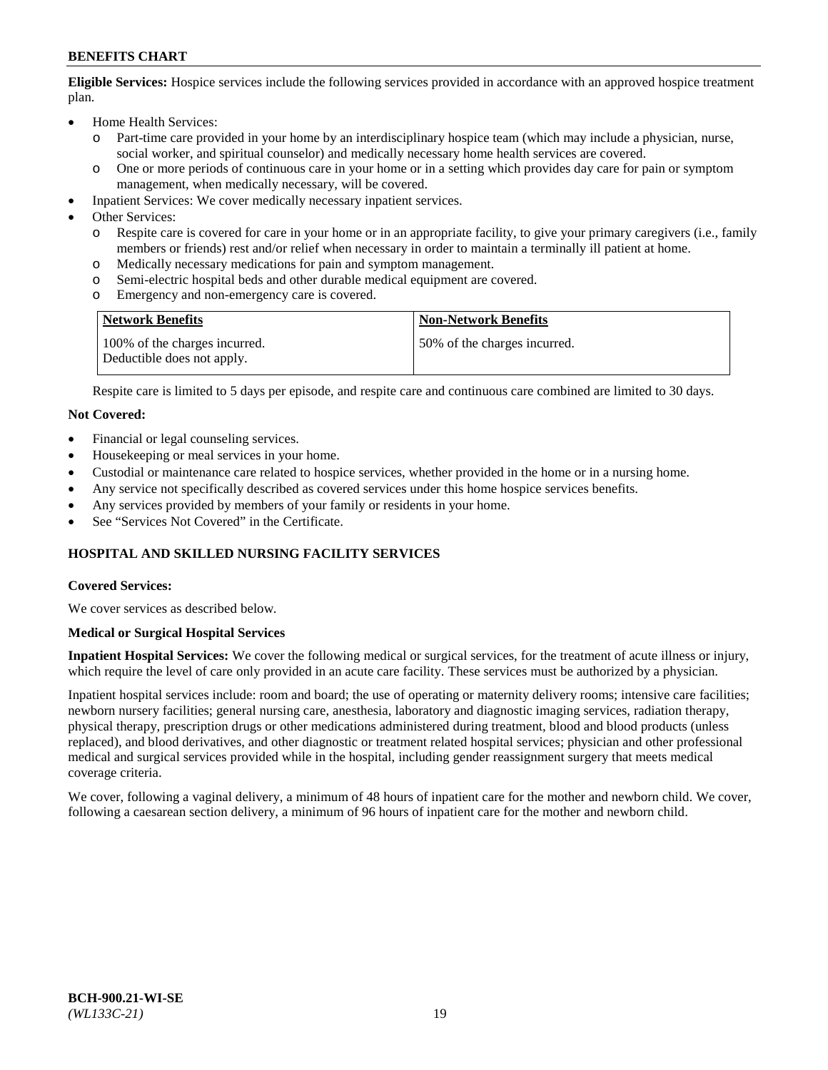**Eligible Services:** Hospice services include the following services provided in accordance with an approved hospice treatment plan.

- Home Health Services:
  - Part-time care provided in your home by an interdisciplinary hospice team (which may include a physician, nurse, social worker, and spiritual counselor) and medically necessary home health services are covered.
  - One or more periods of continuous care in your home or in a setting which provides day care for pain or symptom management, when medically necessary, will be covered.
- Inpatient Services: We cover medically necessary inpatient services.
- Other Services:
  - Respite care is covered for care in your home or in an appropriate facility, to give your primary caregivers (i.e., family members or friends) rest and/or relief when necessary in order to maintain a terminally ill patient at home.
  - Medically necessary medications for pain and symptom management.
  - Semi-electric hospital beds and other durable medical equipment are covered.
  - Emergency and non-emergency care is covered.

| Network Benefits | Non-Network Benefits |
| --- | --- |
| 100% of the charges incurred. Deductible does not apply. | 50% of the charges incurred. |

Respite care is limited to 5 days per episode, and respite care and continuous care combined are limited to 30 days.

**Not Covered:**

- Financial or legal counseling services.
- Housekeeping or meal services in your home.
- Custodial or maintenance care related to hospice services, whether provided in the home or in a nursing home.
- Any service not specifically described as covered services under this home hospice services benefits.
- Any services provided by members of your family or residents in your home.
- See "Services Not Covered" in the Certificate.

## HOSPITAL AND SKILLED NURSING FACILITY SERVICES

**Covered Services:**

We cover services as described below.

**Medical or Surgical Hospital Services**

**Inpatient Hospital Services:** We cover the following medical or surgical services, for the treatment of acute illness or injury, which require the level of care only provided in an acute care facility. These services must be authorized by a physician.

Inpatient hospital services include: room and board; the use of operating or maternity delivery rooms; intensive care facilities; newborn nursery facilities; general nursing care, anesthesia, laboratory and diagnostic imaging services, radiation therapy, physical therapy, prescription drugs or other medications administered during treatment, blood and blood products (unless replaced), and blood derivatives, and other diagnostic or treatment related hospital services; physician and other professional medical and surgical services provided while in the hospital, including gender reassignment surgery that meets medical coverage criteria.

We cover, following a vaginal delivery, a minimum of 48 hours of inpatient care for the mother and newborn child. We cover, following a caesarean section delivery, a minimum of 96 hours of inpatient care for the mother and newborn child.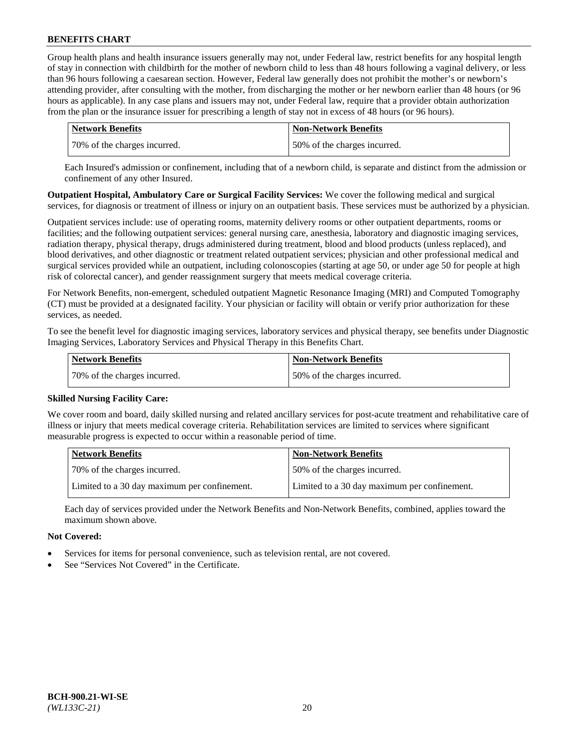Group health plans and health insurance issuers generally may not, under Federal law, restrict benefits for any hospital length of stay in connection with childbirth for the mother of newborn child to less than 48 hours following a vaginal delivery, or less than 96 hours following a caesarean section. However, Federal law generally does not prohibit the mother's or newborn's attending provider, after consulting with the mother, from discharging the mother or her newborn earlier than 48 hours (or 96 hours as applicable). In any case plans and issuers may not, under Federal law, require that a provider obtain authorization from the plan or the insurance issuer for prescribing a length of stay not in excess of 48 hours (or 96 hours).

| Network Benefits | Non-Network Benefits |
| --- | --- |
| 70% of the charges incurred. | 50% of the charges incurred. |

Each Insured's admission or confinement, including that of a newborn child, is separate and distinct from the admission or confinement of any other Insured.

**Outpatient Hospital, Ambulatory Care or Surgical Facility Services:** We cover the following medical and surgical services, for diagnosis or treatment of illness or injury on an outpatient basis. These services must be authorized by a physician.

Outpatient services include: use of operating rooms, maternity delivery rooms or other outpatient departments, rooms or facilities; and the following outpatient services: general nursing care, anesthesia, laboratory and diagnostic imaging services, radiation therapy, physical therapy, drugs administered during treatment, blood and blood products (unless replaced), and blood derivatives, and other diagnostic or treatment related outpatient services; physician and other professional medical and surgical services provided while an outpatient, including colonoscopies (starting at age 50, or under age 50 for people at high risk of colorectal cancer), and gender reassignment surgery that meets medical coverage criteria.

For Network Benefits, non-emergent, scheduled outpatient Magnetic Resonance Imaging (MRI) and Computed Tomography (CT) must be provided at a designated facility. Your physician or facility will obtain or verify prior authorization for these services, as needed.

To see the benefit level for diagnostic imaging services, laboratory services and physical therapy, see benefits under Diagnostic Imaging Services, Laboratory Services and Physical Therapy in this Benefits Chart.

| Network Benefits | Non-Network Benefits |
| --- | --- |
| 70% of the charges incurred. | 50% of the charges incurred. |

**Skilled Nursing Facility Care:**

We cover room and board, daily skilled nursing and related ancillary services for post-acute treatment and rehabilitative care of illness or injury that meets medical coverage criteria. Rehabilitation services are limited to services where significant measurable progress is expected to occur within a reasonable period of time.

| Network Benefits | Non-Network Benefits |
| --- | --- |
| 70% of the charges incurred. | 50% of the charges incurred. |
| Limited to a 30 day maximum per confinement. | Limited to a 30 day maximum per confinement. |

Each day of services provided under the Network Benefits and Non-Network Benefits, combined, applies toward the maximum shown above.

**Not Covered:**

- Services for items for personal convenience, such as television rental, are not covered.
- See "Services Not Covered" in the Certificate.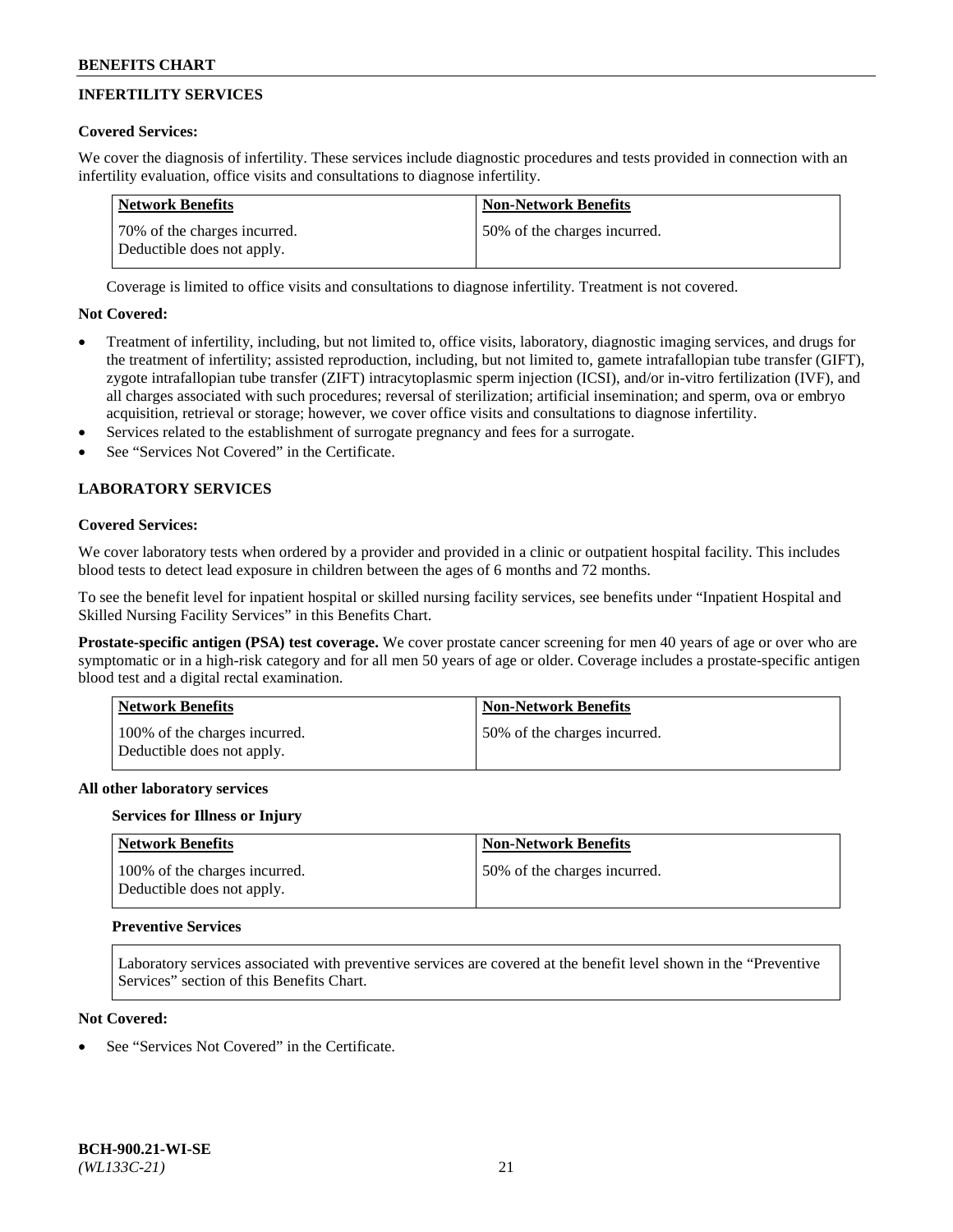## INFERTILITY SERVICES

**Covered Services:**

We cover the diagnosis of infertility. These services include diagnostic procedures and tests provided in connection with an infertility evaluation, office visits and consultations to diagnose infertility.

| Network Benefits | Non-Network Benefits |
| --- | --- |
| 70% of the charges incurred. Deductible does not apply. | 50% of the charges incurred. |

Coverage is limited to office visits and consultations to diagnose infertility. Treatment is not covered.

**Not Covered:**

- Treatment of infertility, including, but not limited to, office visits, laboratory, diagnostic imaging services, and drugs for the treatment of infertility; assisted reproduction, including, but not limited to, gamete intrafallopian tube transfer (GIFT), zygote intrafallopian tube transfer (ZIFT) intracytoplasmic sperm injection (ICSI), and/or in-vitro fertilization (IVF), and all charges associated with such procedures; reversal of sterilization; artificial insemination; and sperm, ova or embryo acquisition, retrieval or storage; however, we cover office visits and consultations to diagnose infertility.
- Services related to the establishment of surrogate pregnancy and fees for a surrogate.
- See "Services Not Covered" in the Certificate.

## LABORATORY SERVICES

**Covered Services:**

We cover laboratory tests when ordered by a provider and provided in a clinic or outpatient hospital facility. This includes blood tests to detect lead exposure in children between the ages of 6 months and 72 months.

To see the benefit level for inpatient hospital or skilled nursing facility services, see benefits under "Inpatient Hospital and Skilled Nursing Facility Services" in this Benefits Chart.

**Prostate-specific antigen (PSA) test coverage.** We cover prostate cancer screening for men 40 years of age or over who are symptomatic or in a high-risk category and for all men 50 years of age or older. Coverage includes a prostate-specific antigen blood test and a digital rectal examination.

| Network Benefits | Non-Network Benefits |
| --- | --- |
| 100% of the charges incurred. Deductible does not apply. | 50% of the charges incurred. |

**All other laboratory services**

**Services for Illness or Injury**

| Network Benefits | Non-Network Benefits |
| --- | --- |
| 100% of the charges incurred. Deductible does not apply. | 50% of the charges incurred. |

**Preventive Services**

Laboratory services associated with preventive services are covered at the benefit level shown in the "Preventive Services" section of this Benefits Chart.

**Not Covered:**

- See "Services Not Covered" in the Certificate.

BCH-900.21-WI-SE
*(WL133C-21)*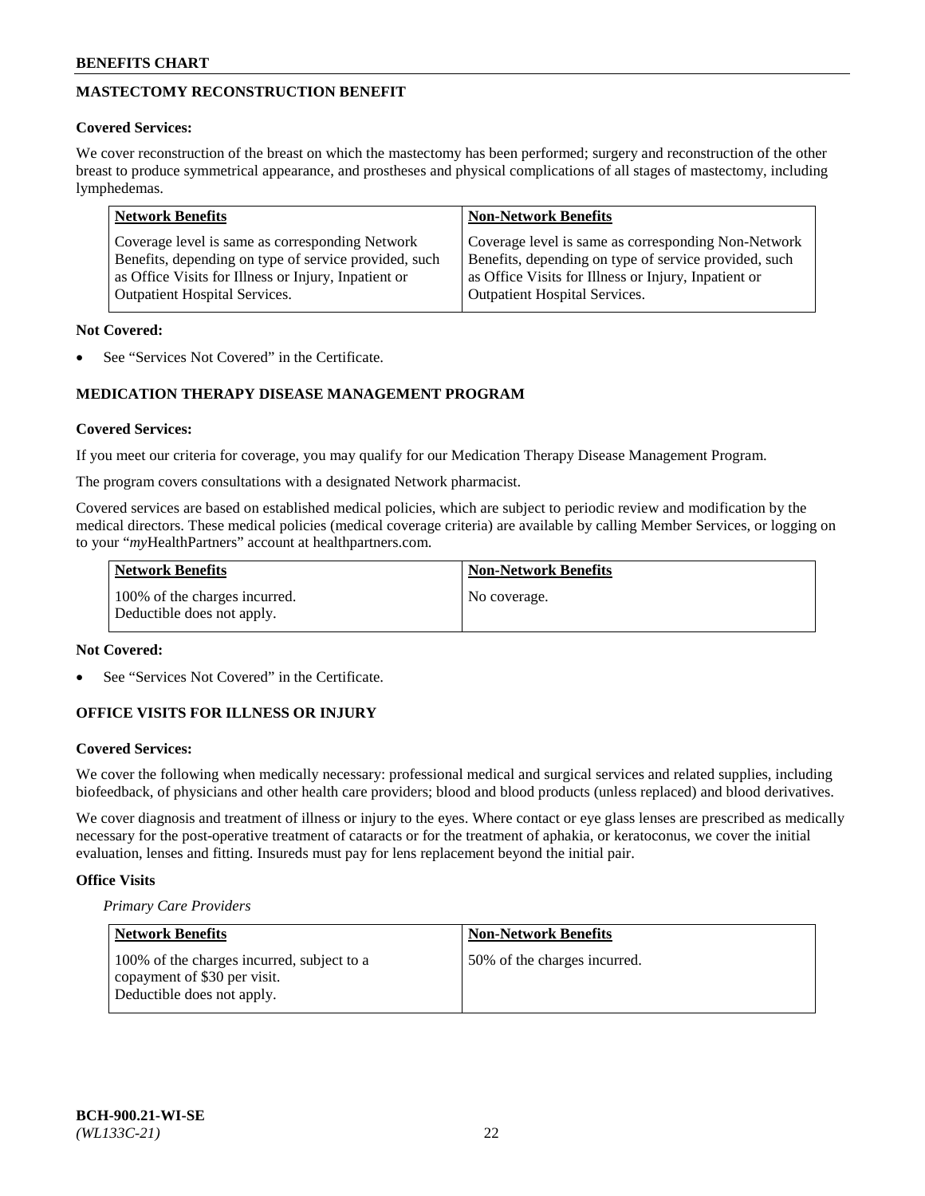## MASTECTOMY RECONSTRUCTION BENEFIT

**Covered Services:**

We cover reconstruction of the breast on which the mastectomy has been performed; surgery and reconstruction of the other breast to produce symmetrical appearance, and prostheses and physical complications of all stages of mastectomy, including lymphedemas.

| Network Benefits | Non-Network Benefits |
|---|---|
| Coverage level is same as corresponding Network Benefits, depending on type of service provided, such as Office Visits for Illness or Injury, Inpatient or Outpatient Hospital Services. | Coverage level is same as corresponding Non-Network Benefits, depending on type of service provided, such as Office Visits for Illness or Injury, Inpatient or Outpatient Hospital Services. |

**Not Covered:**

- See "Services Not Covered" in the Certificate.

## MEDICATION THERAPY DISEASE MANAGEMENT PROGRAM

**Covered Services:**

If you meet our criteria for coverage, you may qualify for our Medication Therapy Disease Management Program.

The program covers consultations with a designated Network pharmacist.

Covered services are based on established medical policies, which are subject to periodic review and modification by the medical directors. These medical policies (medical coverage criteria) are available by calling Member Services, or logging on to your "*my*HealthPartners" account at healthpartners.com.

| Network Benefits | Non-Network Benefits |
|---|---|
| 100% of the charges incurred. Deductible does not apply. | No coverage. |

**Not Covered:**

- See "Services Not Covered" in the Certificate.

## OFFICE VISITS FOR ILLNESS OR INJURY

**Covered Services:**

We cover the following when medically necessary: professional medical and surgical services and related supplies, including biofeedback, of physicians and other health care providers; blood and blood products (unless replaced) and blood derivatives.

We cover diagnosis and treatment of illness or injury to the eyes. Where contact or eye glass lenses are prescribed as medically necessary for the post-operative treatment of cataracts or for the treatment of aphakia, or keratoconus, we cover the initial evaluation, lenses and fitting. Insureds must pay for lens replacement beyond the initial pair.

**Office Visits**

*Primary Care Providers*

| Network Benefits | Non-Network Benefits |
|---|---|
| 100% of the charges incurred, subject to a copayment of $30 per visit. Deductible does not apply. | 50% of the charges incurred. |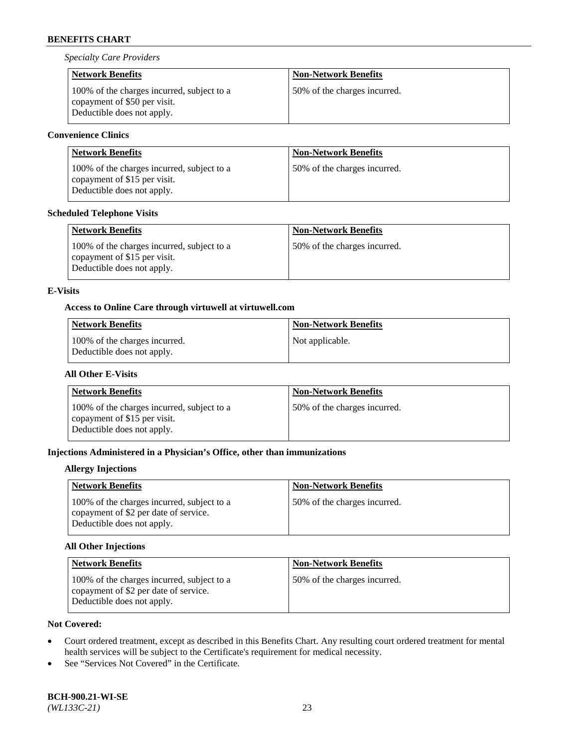*Specialty Care Providers*

| Network Benefits | Non-Network Benefits |
|---|---|
| 100% of the charges incurred, subject to a copayment of $50 per visit. Deductible does not apply. | 50% of the charges incurred. |

**Convenience Clinics**

| Network Benefits | Non-Network Benefits |
|---|---|
| 100% of the charges incurred, subject to a copayment of $15 per visit. Deductible does not apply. | 50% of the charges incurred. |

**Scheduled Telephone Visits**

| Network Benefits | Non-Network Benefits |
|---|---|
| 100% of the charges incurred, subject to a copayment of $15 per visit. Deductible does not apply. | 50% of the charges incurred. |

**E-Visits**

**Access to Online Care through virtuwell at virtuwell.com**

| Network Benefits | Non-Network Benefits |
|---|---|
| 100% of the charges incurred. Deductible does not apply. | Not applicable. |

**All Other E-Visits**

| Network Benefits | Non-Network Benefits |
|---|---|
| 100% of the charges incurred, subject to a copayment of $15 per visit. Deductible does not apply. | 50% of the charges incurred. |

**Injections Administered in a Physician's Office, other than immunizations**

**Allergy Injections**

| Network Benefits | Non-Network Benefits |
|---|---|
| 100% of the charges incurred, subject to a copayment of $2 per date of service. Deductible does not apply. | 50% of the charges incurred. |

**All Other Injections**

| Network Benefits | Non-Network Benefits |
|---|---|
| 100% of the charges incurred, subject to a copayment of $2 per date of service. Deductible does not apply. | 50% of the charges incurred. |

**Not Covered:**

- Court ordered treatment, except as described in this Benefits Chart. Any resulting court ordered treatment for mental health services will be subject to the Certificate's requirement for medical necessity.
- See "Services Not Covered" in the Certificate.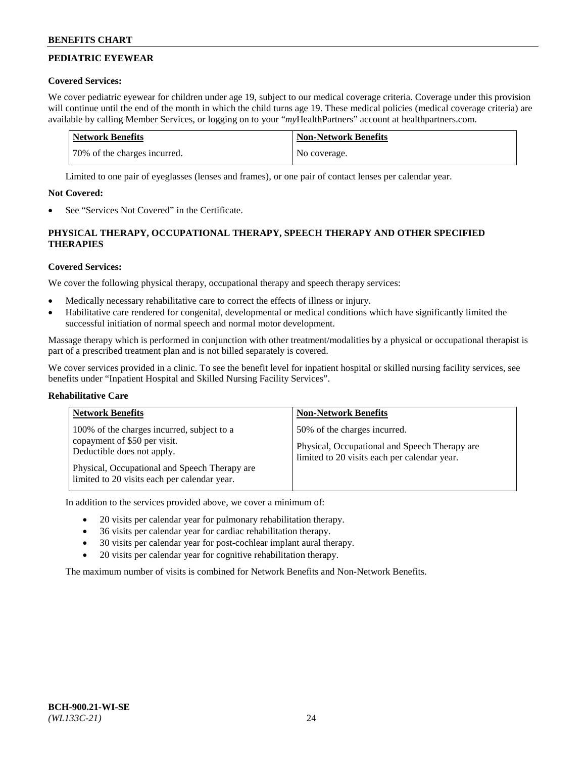## PEDIATRIC EYEWEAR

**Covered Services:**

We cover pediatric eyewear for children under age 19, subject to our medical coverage criteria. Coverage under this provision will continue until the end of the month in which the child turns age 19. These medical policies (medical coverage criteria) are available by calling Member Services, or logging on to your "*my*HealthPartners" account at healthpartners.com.

| Network Benefits | Non-Network Benefits |
| --- | --- |
| 70% of the charges incurred. | No coverage. |

Limited to one pair of eyeglasses (lenses and frames), or one pair of contact lenses per calendar year.

**Not Covered:**

- See "Services Not Covered" in the Certificate.

## PHYSICAL THERAPY, OCCUPATIONAL THERAPY, SPEECH THERAPY AND OTHER SPECIFIED THERAPIES

**Covered Services:**

We cover the following physical therapy, occupational therapy and speech therapy services:

- Medically necessary rehabilitative care to correct the effects of illness or injury.
- Habilitative care rendered for congenital, developmental or medical conditions which have significantly limited the successful initiation of normal speech and normal motor development.

Massage therapy which is performed in conjunction with other treatment/modalities by a physical or occupational therapist is part of a prescribed treatment plan and is not billed separately is covered.

We cover services provided in a clinic. To see the benefit level for inpatient hospital or skilled nursing facility services, see benefits under "Inpatient Hospital and Skilled Nursing Facility Services".

**Rehabilitative Care**

| Network Benefits | Non-Network Benefits |
| --- | --- |
| 100% of the charges incurred, subject to a copayment of $50 per visit. Deductible does not apply.<br><br>Physical, Occupational and Speech Therapy are limited to 20 visits each per calendar year. | 50% of the charges incurred.<br><br>Physical, Occupational and Speech Therapy are limited to 20 visits each per calendar year. |

In addition to the services provided above, we cover a minimum of:

- 20 visits per calendar year for pulmonary rehabilitation therapy.
- 36 visits per calendar year for cardiac rehabilitation therapy.
- 30 visits per calendar year for post-cochlear implant aural therapy.
- 20 visits per calendar year for cognitive rehabilitation therapy.

The maximum number of visits is combined for Network Benefits and Non-Network Benefits.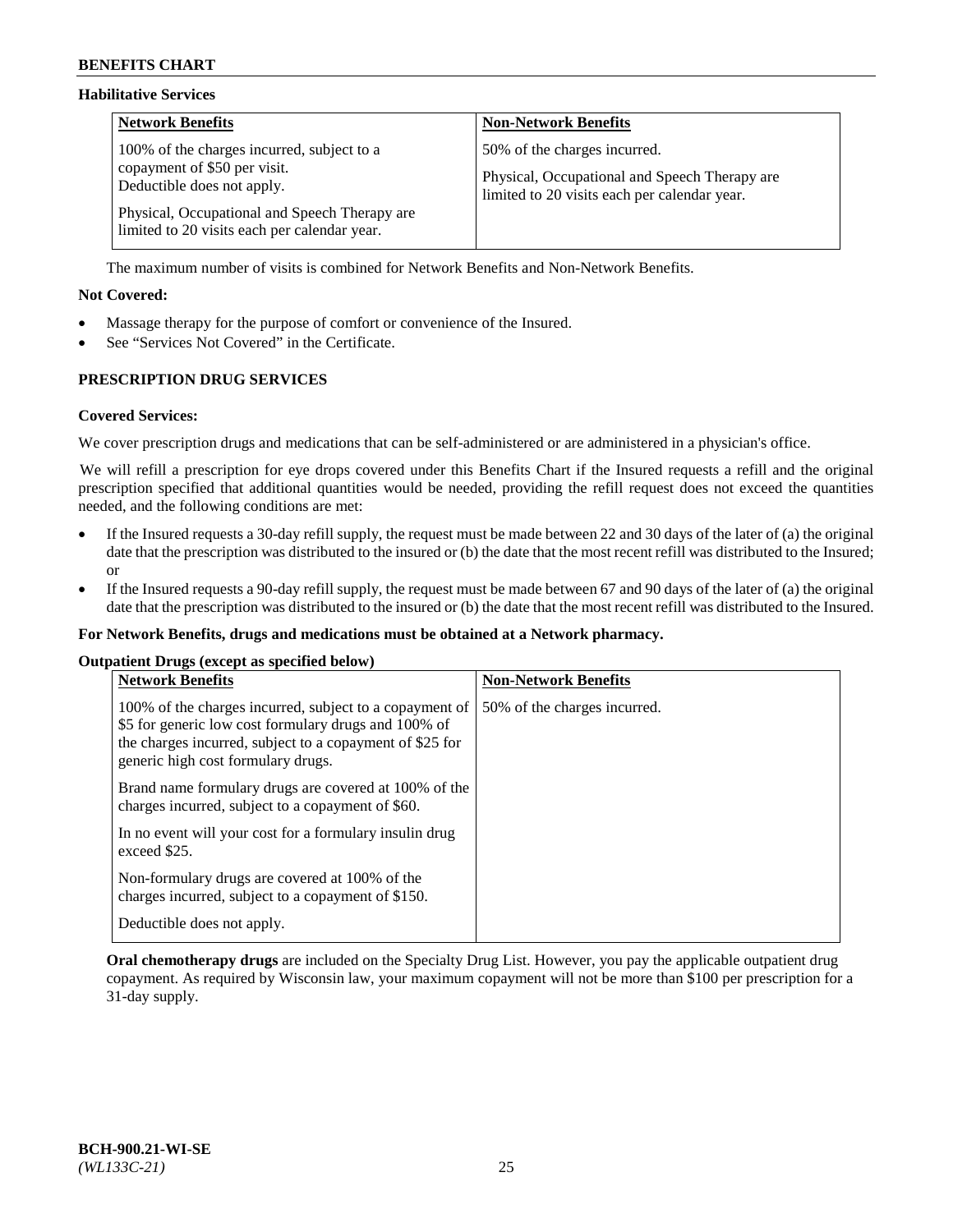### Habilitative Services

| Network Benefits | Non-Network Benefits |
|---|---|
| 100% of the charges incurred, subject to a copayment of $50 per visit. Deductible does not apply.<br><br>Physical, Occupational and Speech Therapy are limited to 20 visits each per calendar year. | 50% of the charges incurred.<br><br>Physical, Occupational and Speech Therapy are limited to 20 visits each per calendar year. |

The maximum number of visits is combined for Network Benefits and Non-Network Benefits.

**Not Covered:**

- Massage therapy for the purpose of comfort or convenience of the Insured.
- See "Services Not Covered" in the Certificate.

### PRESCRIPTION DRUG SERVICES

**Covered Services:**

We cover prescription drugs and medications that can be self-administered or are administered in a physician's office.

We will refill a prescription for eye drops covered under this Benefits Chart if the Insured requests a refill and the original prescription specified that additional quantities would be needed, providing the refill request does not exceed the quantities needed, and the following conditions are met:

- If the Insured requests a 30-day refill supply, the request must be made between 22 and 30 days of the later of (a) the original date that the prescription was distributed to the insured or (b) the date that the most recent refill was distributed to the Insured; or
- If the Insured requests a 90-day refill supply, the request must be made between 67 and 90 days of the later of (a) the original date that the prescription was distributed to the insured or (b) the date that the most recent refill was distributed to the Insured.

**For Network Benefits, drugs and medications must be obtained at a Network pharmacy.**

**Outpatient Drugs (except as specified below)**

| Network Benefits | Non-Network Benefits |
|---|---|
| 100% of the charges incurred, subject to a copayment of $5 for generic low cost formulary drugs and 100% of the charges incurred, subject to a copayment of $25 for generic high cost formulary drugs.<br><br>Brand name formulary drugs are covered at 100% of the charges incurred, subject to a copayment of $60.<br><br>In no event will your cost for a formulary insulin drug exceed $25.<br><br>Non-formulary drugs are covered at 100% of the charges incurred, subject to a copayment of $150.<br><br>Deductible does not apply. | 50% of the charges incurred. |

**Oral chemotherapy drugs** are included on the Specialty Drug List. However, you pay the applicable outpatient drug copayment. As required by Wisconsin law, your maximum copayment will not be more than $100 per prescription for a 31-day supply.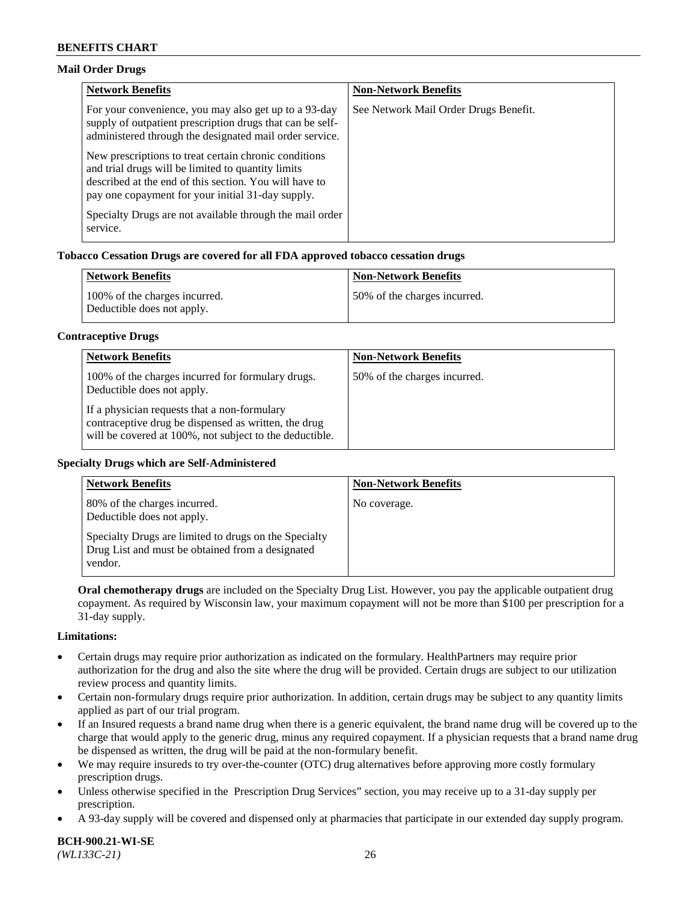#### Mail Order Drugs

| Network Benefits | Non-Network Benefits |
| --- | --- |
| For your convenience, you may also get up to a 93-day supply of outpatient prescription drugs that can be self-administered through the designated mail order service.<br><br>New prescriptions to treat certain chronic conditions and trial drugs will be limited to quantity limits described at the end of this section. You will have to pay one copayment for your initial 31-day supply.<br><br>Specialty Drugs are not available through the mail order service. | See Network Mail Order Drugs Benefit. |

#### Tobacco Cessation Drugs are covered for all FDA approved tobacco cessation drugs

| Network Benefits | Non-Network Benefits |
| --- | --- |
| 100% of the charges incurred.<br>Deductible does not apply. | 50% of the charges incurred. |

#### Contraceptive Drugs

| Network Benefits | Non-Network Benefits |
| --- | --- |
| 100% of the charges incurred for formulary drugs.<br>Deductible does not apply.<br><br>If a physician requests that a non-formulary contraceptive drug be dispensed as written, the drug will be covered at 100%, not subject to the deductible. | 50% of the charges incurred. |

#### Specialty Drugs which are Self-Administered

| Network Benefits | Non-Network Benefits |
| --- | --- |
| 80% of the charges incurred.<br>Deductible does not apply.<br><br>Specialty Drugs are limited to drugs on the Specialty Drug List and must be obtained from a designated vendor. | No coverage. |

**Oral chemotherapy drugs** are included on the Specialty Drug List. However, you pay the applicable outpatient drug copayment. As required by Wisconsin law, your maximum copayment will not be more than $100 per prescription for a 31-day supply.

#### Limitations:

- Certain drugs may require prior authorization as indicated on the formulary. HealthPartners may require prior authorization for the drug and also the site where the drug will be provided. Certain drugs are subject to our utilization review process and quantity limits.
- Certain non-formulary drugs require prior authorization. In addition, certain drugs may be subject to any quantity limits applied as part of our trial program.
- If an Insured requests a brand name drug when there is a generic equivalent, the brand name drug will be covered up to the charge that would apply to the generic drug, minus any required copayment. If a physician requests that a brand name drug be dispensed as written, the drug will be paid at the non-formulary benefit.
- We may require insureds to try over-the-counter (OTC) drug alternatives before approving more costly formulary prescription drugs.
- Unless otherwise specified in the Prescription Drug Services" section, you may receive up to a 31-day supply per prescription.
- A 93-day supply will be covered and dispensed only at pharmacies that participate in our extended day supply program.

**BCH-900.21-WI-SE**
*(WL133C-21)*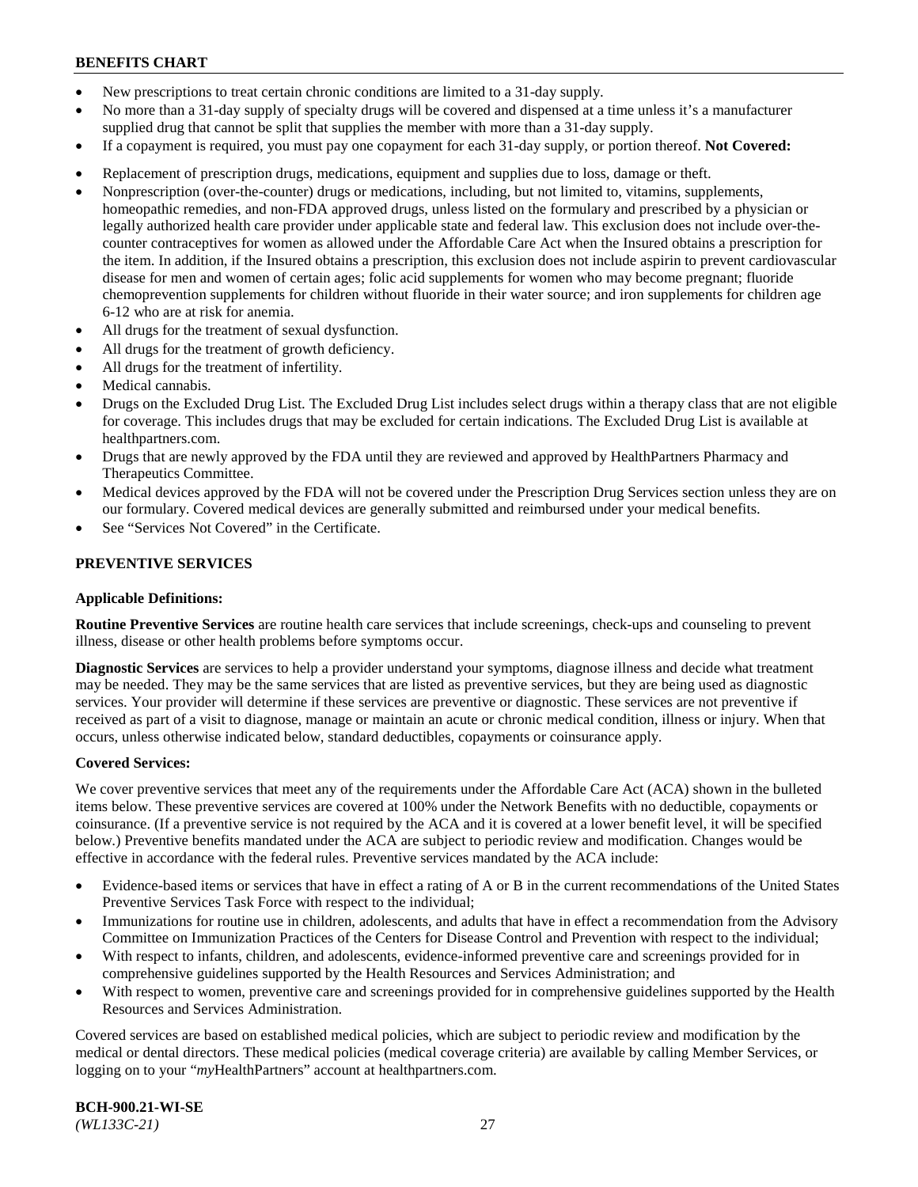- New prescriptions to treat certain chronic conditions are limited to a 31-day supply.
- No more than a 31-day supply of specialty drugs will be covered and dispensed at a time unless it's a manufacturer supplied drug that cannot be split that supplies the member with more than a 31-day supply.
- If a copayment is required, you must pay one copayment for each 31-day supply, or portion thereof. **Not Covered:**
- Replacement of prescription drugs, medications, equipment and supplies due to loss, damage or theft.
- Nonprescription (over-the-counter) drugs or medications, including, but not limited to, vitamins, supplements, homeopathic remedies, and non-FDA approved drugs, unless listed on the formulary and prescribed by a physician or legally authorized health care provider under applicable state and federal law. This exclusion does not include over-the-counter contraceptives for women as allowed under the Affordable Care Act when the Insured obtains a prescription for the item. In addition, if the Insured obtains a prescription, this exclusion does not include aspirin to prevent cardiovascular disease for men and women of certain ages; folic acid supplements for women who may become pregnant; fluoride chemoprevention supplements for children without fluoride in their water source; and iron supplements for children age 6-12 who are at risk for anemia.
- All drugs for the treatment of sexual dysfunction.
- All drugs for the treatment of growth deficiency.
- All drugs for the treatment of infertility.
- Medical cannabis.
- Drugs on the Excluded Drug List. The Excluded Drug List includes select drugs within a therapy class that are not eligible for coverage. This includes drugs that may be excluded for certain indications. The Excluded Drug List is available at healthpartners.com.
- Drugs that are newly approved by the FDA until they are reviewed and approved by HealthPartners Pharmacy and Therapeutics Committee.
- Medical devices approved by the FDA will not be covered under the Prescription Drug Services section unless they are on our formulary. Covered medical devices are generally submitted and reimbursed under your medical benefits.
- See "Services Not Covered" in the Certificate.

## PREVENTIVE SERVICES

**Applicable Definitions:**

**Routine Preventive Services** are routine health care services that include screenings, check-ups and counseling to prevent illness, disease or other health problems before symptoms occur.

**Diagnostic Services** are services to help a provider understand your symptoms, diagnose illness and decide what treatment may be needed. They may be the same services that are listed as preventive services, but they are being used as diagnostic services. Your provider will determine if these services are preventive or diagnostic. These services are not preventive if received as part of a visit to diagnose, manage or maintain an acute or chronic medical condition, illness or injury. When that occurs, unless otherwise indicated below, standard deductibles, copayments or coinsurance apply.

**Covered Services:**

We cover preventive services that meet any of the requirements under the Affordable Care Act (ACA) shown in the bulleted items below. These preventive services are covered at 100% under the Network Benefits with no deductible, copayments or coinsurance. (If a preventive service is not required by the ACA and it is covered at a lower benefit level, it will be specified below.) Preventive benefits mandated under the ACA are subject to periodic review and modification. Changes would be effective in accordance with the federal rules. Preventive services mandated by the ACA include:

- Evidence-based items or services that have in effect a rating of A or B in the current recommendations of the United States Preventive Services Task Force with respect to the individual;
- Immunizations for routine use in children, adolescents, and adults that have in effect a recommendation from the Advisory Committee on Immunization Practices of the Centers for Disease Control and Prevention with respect to the individual;
- With respect to infants, children, and adolescents, evidence-informed preventive care and screenings provided for in comprehensive guidelines supported by the Health Resources and Services Administration; and
- With respect to women, preventive care and screenings provided for in comprehensive guidelines supported by the Health Resources and Services Administration.

Covered services are based on established medical policies, which are subject to periodic review and modification by the medical or dental directors. These medical policies (medical coverage criteria) are available by calling Member Services, or logging on to your "*my*HealthPartners" account at healthpartners.com.

**BCH-900.21-WI-SE**
*(WL133C-21)*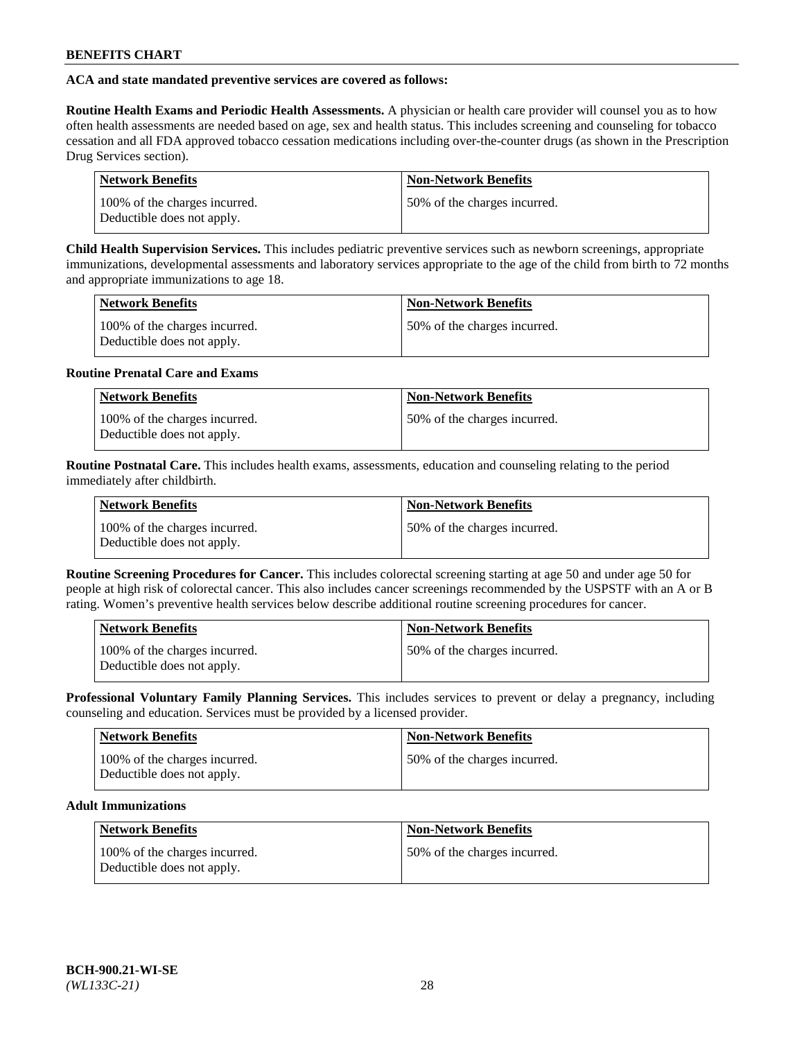**ACA and state mandated preventive services are covered as follows:**

**Routine Health Exams and Periodic Health Assessments.** A physician or health care provider will counsel you as to how often health assessments are needed based on age, sex and health status. This includes screening and counseling for tobacco cessation and all FDA approved tobacco cessation medications including over-the-counter drugs (as shown in the Prescription Drug Services section).

| Network Benefits | Non-Network Benefits |
| --- | --- |
| 100% of the charges incurred. Deductible does not apply. | 50% of the charges incurred. |

**Child Health Supervision Services.** This includes pediatric preventive services such as newborn screenings, appropriate immunizations, developmental assessments and laboratory services appropriate to the age of the child from birth to 72 months and appropriate immunizations to age 18.

| Network Benefits | Non-Network Benefits |
| --- | --- |
| 100% of the charges incurred. Deductible does not apply. | 50% of the charges incurred. |

**Routine Prenatal Care and Exams**

| Network Benefits | Non-Network Benefits |
| --- | --- |
| 100% of the charges incurred. Deductible does not apply. | 50% of the charges incurred. |

**Routine Postnatal Care.** This includes health exams, assessments, education and counseling relating to the period immediately after childbirth.

| Network Benefits | Non-Network Benefits |
| --- | --- |
| 100% of the charges incurred. Deductible does not apply. | 50% of the charges incurred. |

**Routine Screening Procedures for Cancer.** This includes colorectal screening starting at age 50 and under age 50 for people at high risk of colorectal cancer. This also includes cancer screenings recommended by the USPSTF with an A or B rating. Women's preventive health services below describe additional routine screening procedures for cancer.

| Network Benefits | Non-Network Benefits |
| --- | --- |
| 100% of the charges incurred. Deductible does not apply. | 50% of the charges incurred. |

**Professional Voluntary Family Planning Services.** This includes services to prevent or delay a pregnancy, including counseling and education. Services must be provided by a licensed provider.

| Network Benefits | Non-Network Benefits |
| --- | --- |
| 100% of the charges incurred. Deductible does not apply. | 50% of the charges incurred. |

**Adult Immunizations**

| Network Benefits | Non-Network Benefits |
| --- | --- |
| 100% of the charges incurred. Deductible does not apply. | 50% of the charges incurred. |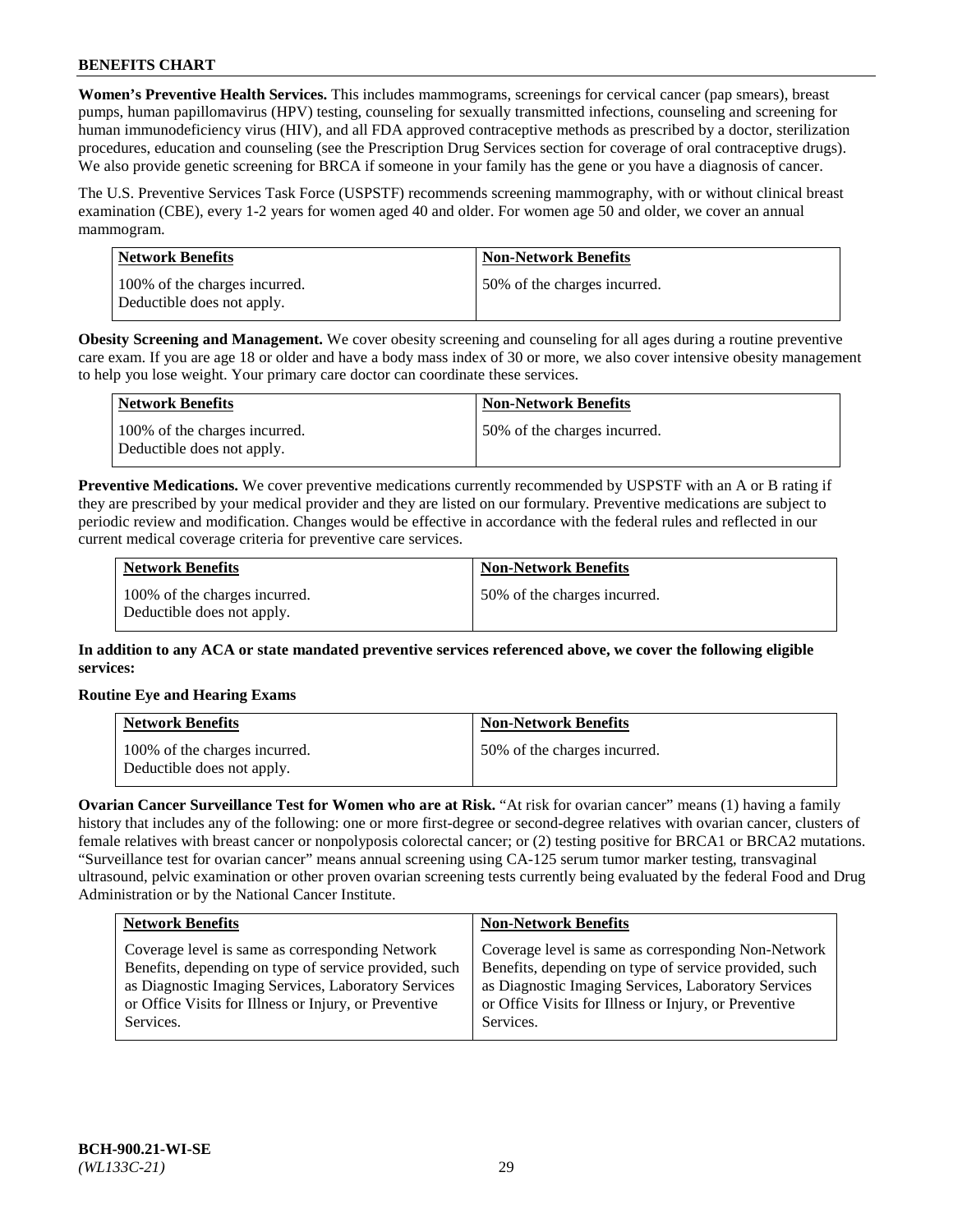**Women's Preventive Health Services.** This includes mammograms, screenings for cervical cancer (pap smears), breast pumps, human papillomavirus (HPV) testing, counseling for sexually transmitted infections, counseling and screening for human immunodeficiency virus (HIV), and all FDA approved contraceptive methods as prescribed by a doctor, sterilization procedures, education and counseling (see the Prescription Drug Services section for coverage of oral contraceptive drugs). We also provide genetic screening for BRCA if someone in your family has the gene or you have a diagnosis of cancer.

The U.S. Preventive Services Task Force (USPSTF) recommends screening mammography, with or without clinical breast examination (CBE), every 1-2 years for women aged 40 and older. For women age 50 and older, we cover an annual mammogram.

| Network Benefits | Non-Network Benefits |
|---|---|
| 100% of the charges incurred. Deductible does not apply. | 50% of the charges incurred. |

**Obesity Screening and Management.** We cover obesity screening and counseling for all ages during a routine preventive care exam. If you are age 18 or older and have a body mass index of 30 or more, we also cover intensive obesity management to help you lose weight. Your primary care doctor can coordinate these services.

| Network Benefits | Non-Network Benefits |
|---|---|
| 100% of the charges incurred. Deductible does not apply. | 50% of the charges incurred. |

**Preventive Medications.** We cover preventive medications currently recommended by USPSTF with an A or B rating if they are prescribed by your medical provider and they are listed on our formulary. Preventive medications are subject to periodic review and modification. Changes would be effective in accordance with the federal rules and reflected in our current medical coverage criteria for preventive care services.

| Network Benefits | Non-Network Benefits |
|---|---|
| 100% of the charges incurred. Deductible does not apply. | 50% of the charges incurred. |

**In addition to any ACA or state mandated preventive services referenced above, we cover the following eligible services:**

**Routine Eye and Hearing Exams**

| Network Benefits | Non-Network Benefits |
|---|---|
| 100% of the charges incurred. Deductible does not apply. | 50% of the charges incurred. |

**Ovarian Cancer Surveillance Test for Women who are at Risk.** "At risk for ovarian cancer" means (1) having a family history that includes any of the following: one or more first-degree or second-degree relatives with ovarian cancer, clusters of female relatives with breast cancer or nonpolyposis colorectal cancer; or (2) testing positive for BRCA1 or BRCA2 mutations. "Surveillance test for ovarian cancer" means annual screening using CA-125 serum tumor marker testing, transvaginal ultrasound, pelvic examination or other proven ovarian screening tests currently being evaluated by the federal Food and Drug Administration or by the National Cancer Institute.

| Network Benefits | Non-Network Benefits |
|---|---|
| Coverage level is same as corresponding Network Benefits, depending on type of service provided, such as Diagnostic Imaging Services, Laboratory Services or Office Visits for Illness or Injury, or Preventive Services. | Coverage level is same as corresponding Non-Network Benefits, depending on type of service provided, such as Diagnostic Imaging Services, Laboratory Services or Office Visits for Illness or Injury, or Preventive Services. |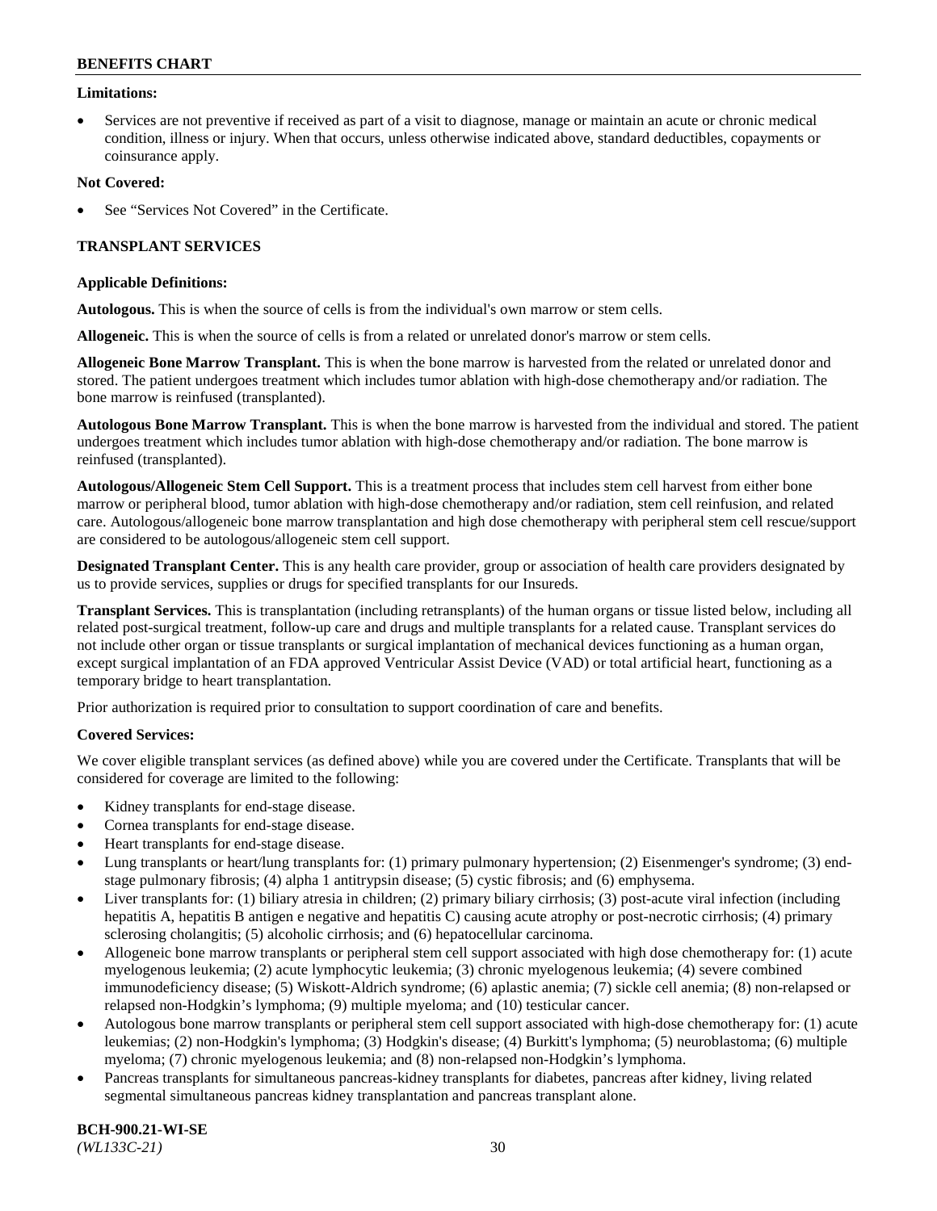**Limitations:**

- Services are not preventive if received as part of a visit to diagnose, manage or maintain an acute or chronic medical condition, illness or injury. When that occurs, unless otherwise indicated above, standard deductibles, copayments or coinsurance apply.

**Not Covered:**

- See "Services Not Covered" in the Certificate.

## TRANSPLANT SERVICES

**Applicable Definitions:**

**Autologous.** This is when the source of cells is from the individual's own marrow or stem cells.

**Allogeneic.** This is when the source of cells is from a related or unrelated donor's marrow or stem cells.

**Allogeneic Bone Marrow Transplant.** This is when the bone marrow is harvested from the related or unrelated donor and stored. The patient undergoes treatment which includes tumor ablation with high-dose chemotherapy and/or radiation. The bone marrow is reinfused (transplanted).

**Autologous Bone Marrow Transplant.** This is when the bone marrow is harvested from the individual and stored. The patient undergoes treatment which includes tumor ablation with high-dose chemotherapy and/or radiation. The bone marrow is reinfused (transplanted).

**Autologous/Allogeneic Stem Cell Support.** This is a treatment process that includes stem cell harvest from either bone marrow or peripheral blood, tumor ablation with high-dose chemotherapy and/or radiation, stem cell reinfusion, and related care. Autologous/allogeneic bone marrow transplantation and high dose chemotherapy with peripheral stem cell rescue/support are considered to be autologous/allogeneic stem cell support.

**Designated Transplant Center.** This is any health care provider, group or association of health care providers designated by us to provide services, supplies or drugs for specified transplants for our Insureds.

**Transplant Services.** This is transplantation (including retransplants) of the human organs or tissue listed below, including all related post-surgical treatment, follow-up care and drugs and multiple transplants for a related cause. Transplant services do not include other organ or tissue transplants or surgical implantation of mechanical devices functioning as a human organ, except surgical implantation of an FDA approved Ventricular Assist Device (VAD) or total artificial heart, functioning as a temporary bridge to heart transplantation.

Prior authorization is required prior to consultation to support coordination of care and benefits.

**Covered Services:**

We cover eligible transplant services (as defined above) while you are covered under the Certificate. Transplants that will be considered for coverage are limited to the following:

- Kidney transplants for end-stage disease.
- Cornea transplants for end-stage disease.
- Heart transplants for end-stage disease.
- Lung transplants or heart/lung transplants for: (1) primary pulmonary hypertension; (2) Eisenmenger's syndrome; (3) end-stage pulmonary fibrosis; (4) alpha 1 antitrypsin disease; (5) cystic fibrosis; and (6) emphysema.
- Liver transplants for: (1) biliary atresia in children; (2) primary biliary cirrhosis; (3) post-acute viral infection (including hepatitis A, hepatitis B antigen e negative and hepatitis C) causing acute atrophy or post-necrotic cirrhosis; (4) primary sclerosing cholangitis; (5) alcoholic cirrhosis; and (6) hepatocellular carcinoma.
- Allogeneic bone marrow transplants or peripheral stem cell support associated with high dose chemotherapy for: (1) acute myelogenous leukemia; (2) acute lymphocytic leukemia; (3) chronic myelogenous leukemia; (4) severe combined immunodeficiency disease; (5) Wiskott-Aldrich syndrome; (6) aplastic anemia; (7) sickle cell anemia; (8) non-relapsed or relapsed non-Hodgkin's lymphoma; (9) multiple myeloma; and (10) testicular cancer.
- Autologous bone marrow transplants or peripheral stem cell support associated with high-dose chemotherapy for: (1) acute leukemias; (2) non-Hodgkin's lymphoma; (3) Hodgkin's disease; (4) Burkitt's lymphoma; (5) neuroblastoma; (6) multiple myeloma; (7) chronic myelogenous leukemia; and (8) non-relapsed non-Hodgkin's lymphoma.
- Pancreas transplants for simultaneous pancreas-kidney transplants for diabetes, pancreas after kidney, living related segmental simultaneous pancreas kidney transplantation and pancreas transplant alone.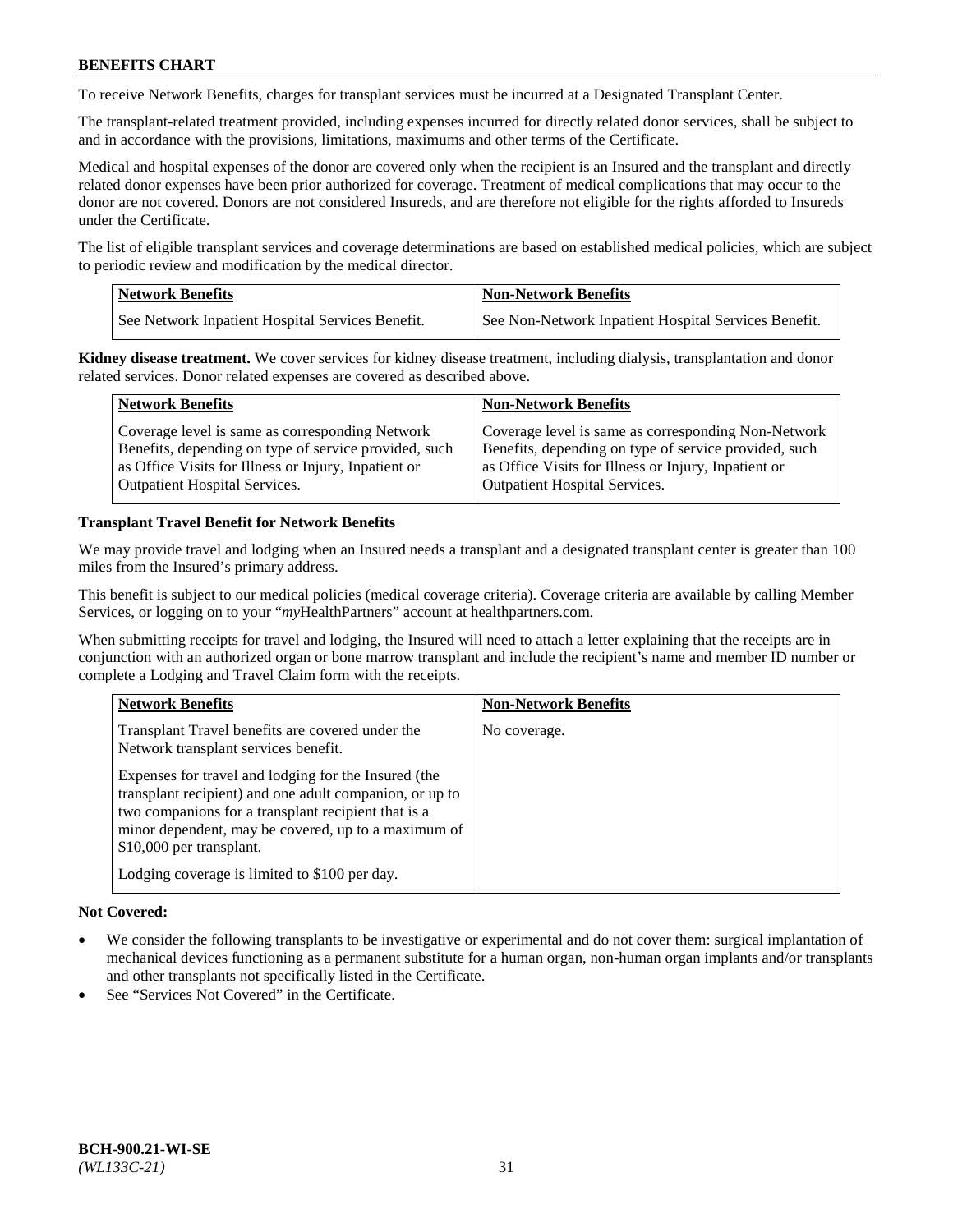To receive Network Benefits, charges for transplant services must be incurred at a Designated Transplant Center.

The transplant-related treatment provided, including expenses incurred for directly related donor services, shall be subject to and in accordance with the provisions, limitations, maximums and other terms of the Certificate.

Medical and hospital expenses of the donor are covered only when the recipient is an Insured and the transplant and directly related donor expenses have been prior authorized for coverage. Treatment of medical complications that may occur to the donor are not covered. Donors are not considered Insureds, and are therefore not eligible for the rights afforded to Insureds under the Certificate.

The list of eligible transplant services and coverage determinations are based on established medical policies, which are subject to periodic review and modification by the medical director.

| Network Benefits | Non-Network Benefits |
|---|---|
| See Network Inpatient Hospital Services Benefit. | See Non-Network Inpatient Hospital Services Benefit. |

**Kidney disease treatment.** We cover services for kidney disease treatment, including dialysis, transplantation and donor related services. Donor related expenses are covered as described above.

| Network Benefits | Non-Network Benefits |
|---|---|
| Coverage level is same as corresponding Network Benefits, depending on type of service provided, such as Office Visits for Illness or Injury, Inpatient or Outpatient Hospital Services. | Coverage level is same as corresponding Non-Network Benefits, depending on type of service provided, such as Office Visits for Illness or Injury, Inpatient or Outpatient Hospital Services. |

**Transplant Travel Benefit for Network Benefits**

We may provide travel and lodging when an Insured needs a transplant and a designated transplant center is greater than 100 miles from the Insured's primary address.

This benefit is subject to our medical policies (medical coverage criteria). Coverage criteria are available by calling Member Services, or logging on to your "*my*HealthPartners" account at healthpartners.com.

When submitting receipts for travel and lodging, the Insured will need to attach a letter explaining that the receipts are in conjunction with an authorized organ or bone marrow transplant and include the recipient's name and member ID number or complete a Lodging and Travel Claim form with the receipts.

| Network Benefits | Non-Network Benefits |
|---|---|
| Transplant Travel benefits are covered under the Network transplant services benefit.<br><br>Expenses for travel and lodging for the Insured (the transplant recipient) and one adult companion, or up to two companions for a transplant recipient that is a minor dependent, may be covered, up to a maximum of \$10,000 per transplant.<br><br>Lodging coverage is limited to \$100 per day. | No coverage. |

**Not Covered:**

- We consider the following transplants to be investigative or experimental and do not cover them: surgical implantation of mechanical devices functioning as a permanent substitute for a human organ, non-human organ implants and/or transplants and other transplants not specifically listed in the Certificate.
- See "Services Not Covered" in the Certificate.

**BCH-900.21-WI-SE**
*(WL133C-21)*